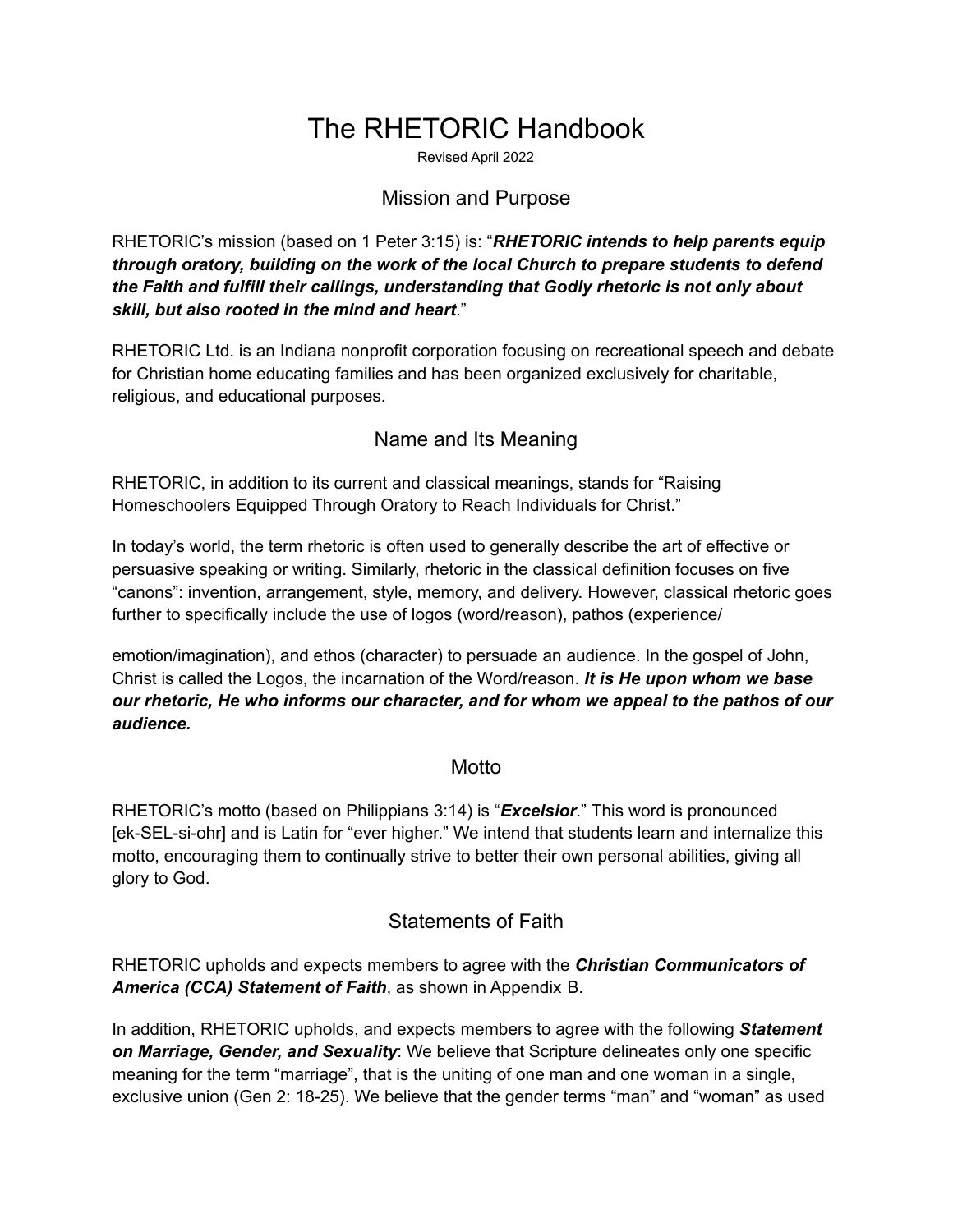# The RHETORIC Handbook

Revised April 2022

## Mission and Purpose

RHETORIC's mission (based on 1 Peter 3:15) is: "***RHETORIC intends to help parents equip through oratory, building on the work of the local Church to prepare students to defend the Faith and fulfill their callings, understanding that Godly rhetoric is not only about skill, but also rooted in the mind and heart***."

RHETORIC Ltd. is an Indiana nonprofit corporation focusing on recreational speech and debate for Christian home educating families and has been organized exclusively for charitable, religious, and educational purposes.

## Name and Its Meaning

RHETORIC, in addition to its current and classical meanings, stands for "Raising Homeschoolers Equipped Through Oratory to Reach Individuals for Christ."

In today's world, the term rhetoric is often used to generally describe the art of effective or persuasive speaking or writing. Similarly, rhetoric in the classical definition focuses on five "canons": invention, arrangement, style, memory, and delivery. However, classical rhetoric goes further to specifically include the use of logos (word/reason), pathos (experience/emotion/imagination), and ethos (character) to persuade an audience. In the gospel of John, Christ is called the Logos, the incarnation of the Word/reason. ***It is He upon whom we base our rhetoric, He who informs our character, and for whom we appeal to the pathos of our audience.***

## Motto

RHETORIC's motto (based on Philippians 3:14) is "***Excelsior***." This word is pronounced [ek-SEL-si-ohr] and is Latin for "ever higher." We intend that students learn and internalize this motto, encouraging them to continually strive to better their own personal abilities, giving all glory to God.

## Statements of Faith

RHETORIC upholds and expects members to agree with the ***Christian Communicators of America (CCA) Statement of Faith***, as shown in Appendix B.

In addition, RHETORIC upholds, and expects members to agree with the following ***Statement on Marriage, Gender, and Sexuality***: We believe that Scripture delineates only one specific meaning for the term "marriage", that is the uniting of one man and one woman in a single, exclusive union (Gen 2: 18-25). We believe that the gender terms "man" and "woman" as used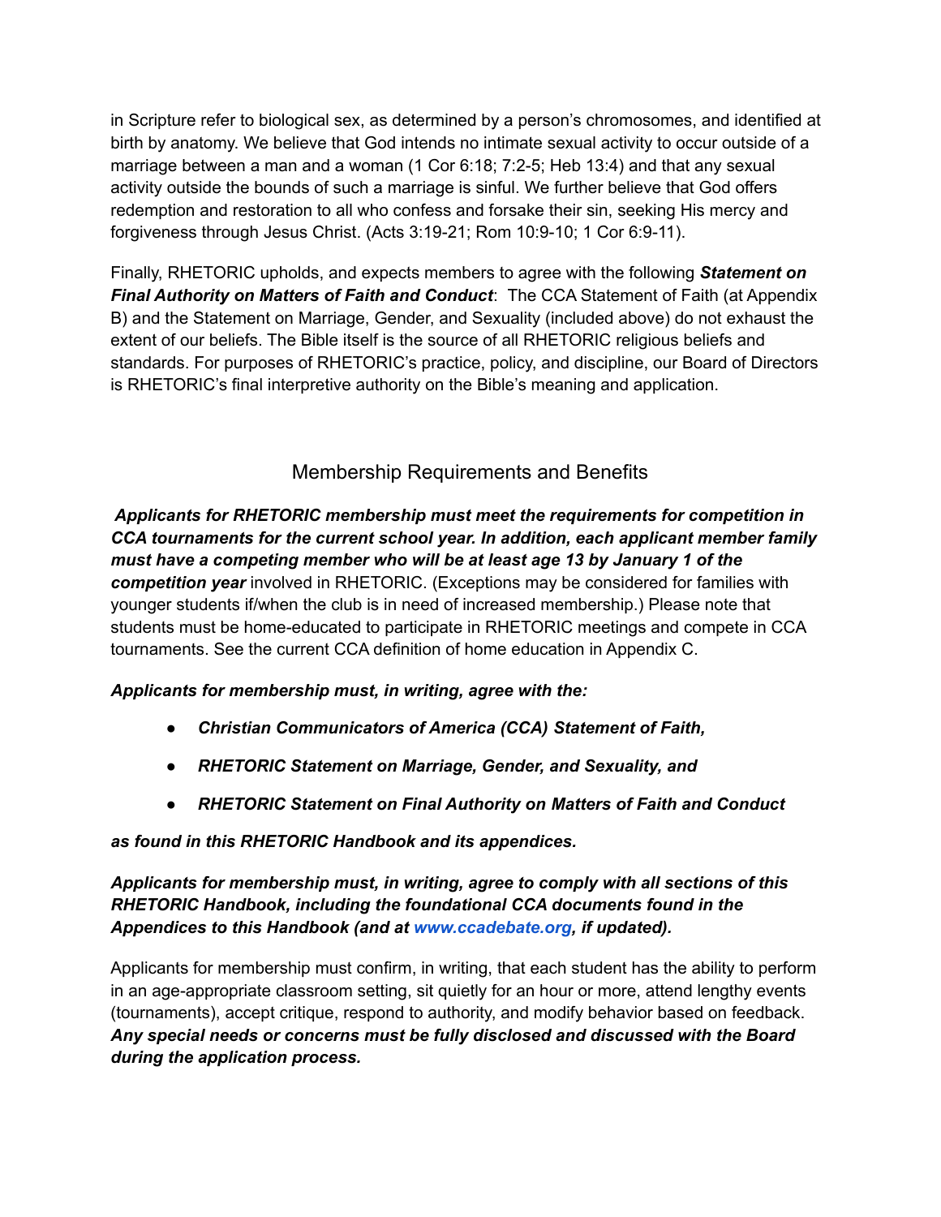in Scripture refer to biological sex, as determined by a person's chromosomes, and identified at birth by anatomy. We believe that God intends no intimate sexual activity to occur outside of a marriage between a man and a woman (1 Cor 6:18; 7:2-5; Heb 13:4) and that any sexual activity outside the bounds of such a marriage is sinful. We further believe that God offers redemption and restoration to all who confess and forsake their sin, seeking His mercy and forgiveness through Jesus Christ. (Acts 3:19-21; Rom 10:9-10; 1 Cor 6:9-11).

Finally, RHETORIC upholds, and expects members to agree with the following ***Statement on Final Authority on Matters of Faith and Conduct***: The CCA Statement of Faith (at Appendix B) and the Statement on Marriage, Gender, and Sexuality (included above) do not exhaust the extent of our beliefs. The Bible itself is the source of all RHETORIC religious beliefs and standards. For purposes of RHETORIC's practice, policy, and discipline, our Board of Directors is RHETORIC's final interpretive authority on the Bible's meaning and application.

## Membership Requirements and Benefits

***Applicants for RHETORIC membership must meet the requirements for competition in CCA tournaments for the current school year. In addition, each applicant member family must have a competing member who will be at least age 13 by January 1 of the competition year*** involved in RHETORIC. (Exceptions may be considered for families with younger students if/when the club is in need of increased membership.) Please note that students must be home-educated to participate in RHETORIC meetings and compete in CCA tournaments. See the current CCA definition of home education in Appendix C.

***Applicants for membership must, in writing, agree with the:***

- ***Christian Communicators of America (CCA) Statement of Faith,***
- ***RHETORIC Statement on Marriage, Gender, and Sexuality, and***
- ***RHETORIC Statement on Final Authority on Matters of Faith and Conduct***

***as found in this RHETORIC Handbook and its appendices.***

***Applicants for membership must, in writing, agree to comply with all sections of this RHETORIC Handbook, including the foundational CCA documents found in the Appendices to this Handbook (and at www.ccadebate.org, if updated).***

Applicants for membership must confirm, in writing, that each student has the ability to perform in an age-appropriate classroom setting, sit quietly for an hour or more, attend lengthy events (tournaments), accept critique, respond to authority, and modify behavior based on feedback. ***Any special needs or concerns must be fully disclosed and discussed with the Board during the application process.***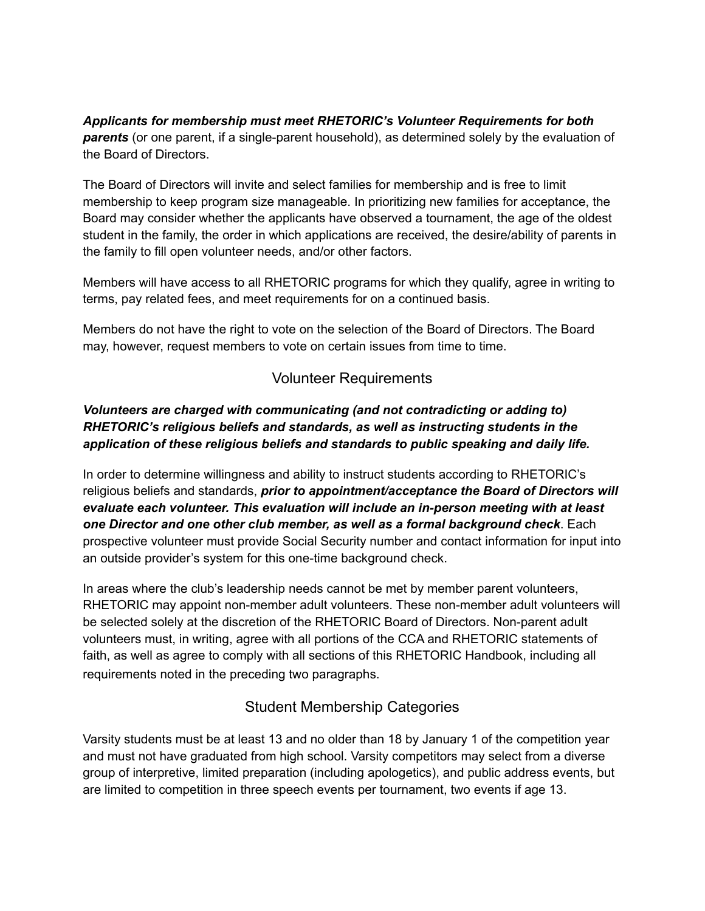***Applicants for membership must meet RHETORIC's Volunteer Requirements for both parents*** (or one parent, if a single-parent household), as determined solely by the evaluation of the Board of Directors.

The Board of Directors will invite and select families for membership and is free to limit membership to keep program size manageable. In prioritizing new families for acceptance, the Board may consider whether the applicants have observed a tournament, the age of the oldest student in the family, the order in which applications are received, the desire/ability of parents in the family to fill open volunteer needs, and/or other factors.

Members will have access to all RHETORIC programs for which they qualify, agree in writing to terms, pay related fees, and meet requirements for on a continued basis.

Members do not have the right to vote on the selection of the Board of Directors. The Board may, however, request members to vote on certain issues from time to time.

## Volunteer Requirements

***Volunteers are charged with communicating (and not contradicting or adding to) RHETORIC's religious beliefs and standards, as well as instructing students in the application of these religious beliefs and standards to public speaking and daily life.***

In order to determine willingness and ability to instruct students according to RHETORIC's religious beliefs and standards, ***prior to appointment/acceptance the Board of Directors will evaluate each volunteer. This evaluation will include an in-person meeting with at least one Director and one other club member, as well as a formal background check***. Each prospective volunteer must provide Social Security number and contact information for input into an outside provider's system for this one-time background check.

In areas where the club's leadership needs cannot be met by member parent volunteers, RHETORIC may appoint non-member adult volunteers. These non-member adult volunteers will be selected solely at the discretion of the RHETORIC Board of Directors. Non-parent adult volunteers must, in writing, agree with all portions of the CCA and RHETORIC statements of faith, as well as agree to comply with all sections of this RHETORIC Handbook, including all requirements noted in the preceding two paragraphs.

## Student Membership Categories

Varsity students must be at least 13 and no older than 18 by January 1 of the competition year and must not have graduated from high school. Varsity competitors may select from a diverse group of interpretive, limited preparation (including apologetics), and public address events, but are limited to competition in three speech events per tournament, two events if age 13.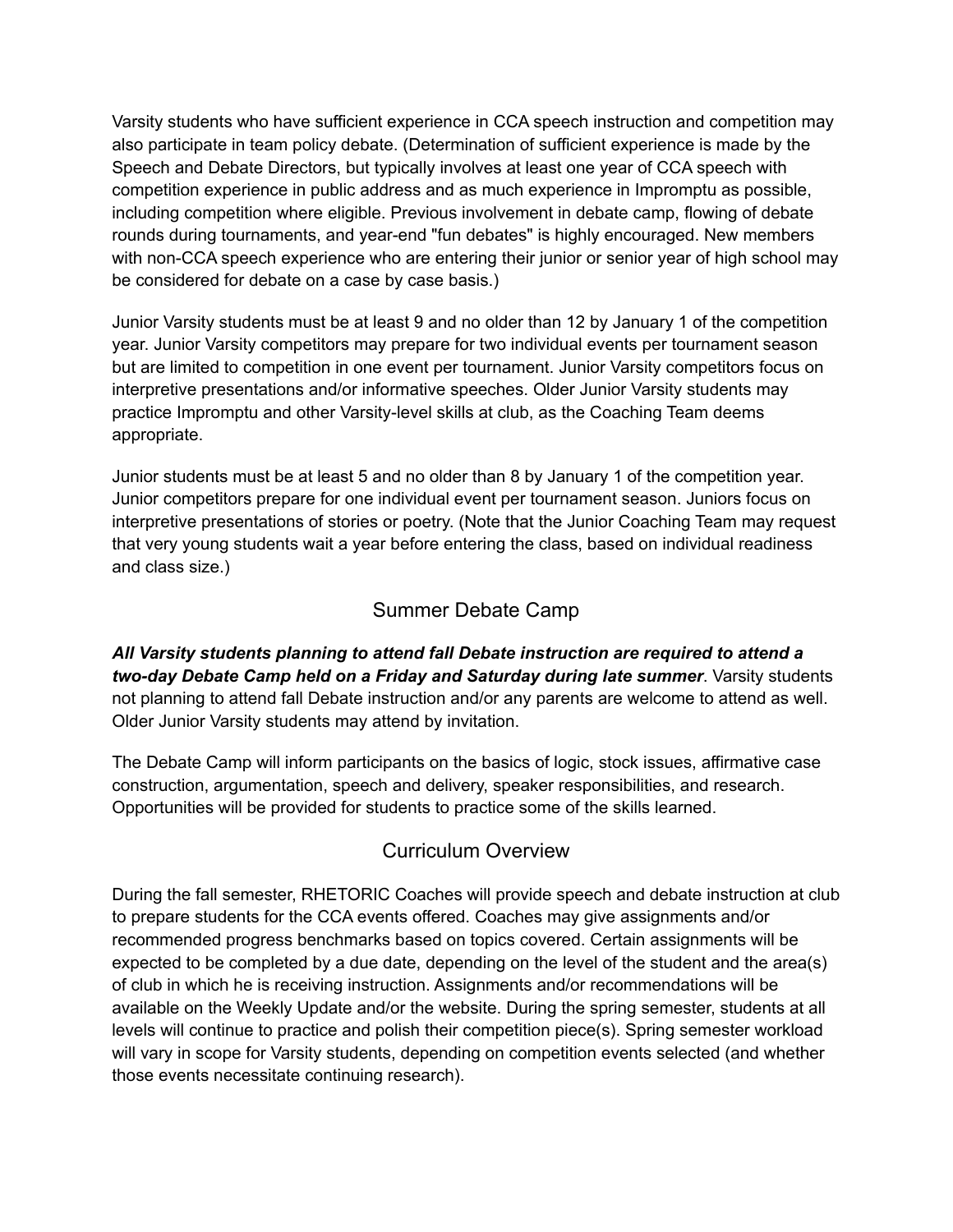Varsity students who have sufficient experience in CCA speech instruction and competition may also participate in team policy debate. (Determination of sufficient experience is made by the Speech and Debate Directors, but typically involves at least one year of CCA speech with competition experience in public address and as much experience in Impromptu as possible, including competition where eligible. Previous involvement in debate camp, flowing of debate rounds during tournaments, and year-end "fun debates" is highly encouraged. New members with non-CCA speech experience who are entering their junior or senior year of high school may be considered for debate on a case by case basis.)

Junior Varsity students must be at least 9 and no older than 12 by January 1 of the competition year. Junior Varsity competitors may prepare for two individual events per tournament season but are limited to competition in one event per tournament. Junior Varsity competitors focus on interpretive presentations and/or informative speeches. Older Junior Varsity students may practice Impromptu and other Varsity-level skills at club, as the Coaching Team deems appropriate.

Junior students must be at least 5 and no older than 8 by January 1 of the competition year. Junior competitors prepare for one individual event per tournament season. Juniors focus on interpretive presentations of stories or poetry. (Note that the Junior Coaching Team may request that very young students wait a year before entering the class, based on individual readiness and class size.)

## Summer Debate Camp

***All Varsity students planning to attend fall Debate instruction are required to attend a two-day Debate Camp held on a Friday and Saturday during late summer***. Varsity students not planning to attend fall Debate instruction and/or any parents are welcome to attend as well. Older Junior Varsity students may attend by invitation.

The Debate Camp will inform participants on the basics of logic, stock issues, affirmative case construction, argumentation, speech and delivery, speaker responsibilities, and research. Opportunities will be provided for students to practice some of the skills learned.

## Curriculum Overview

During the fall semester, RHETORIC Coaches will provide speech and debate instruction at club to prepare students for the CCA events offered. Coaches may give assignments and/or recommended progress benchmarks based on topics covered. Certain assignments will be expected to be completed by a due date, depending on the level of the student and the area(s) of club in which he is receiving instruction. Assignments and/or recommendations will be available on the Weekly Update and/or the website. During the spring semester, students at all levels will continue to practice and polish their competition piece(s). Spring semester workload will vary in scope for Varsity students, depending on competition events selected (and whether those events necessitate continuing research).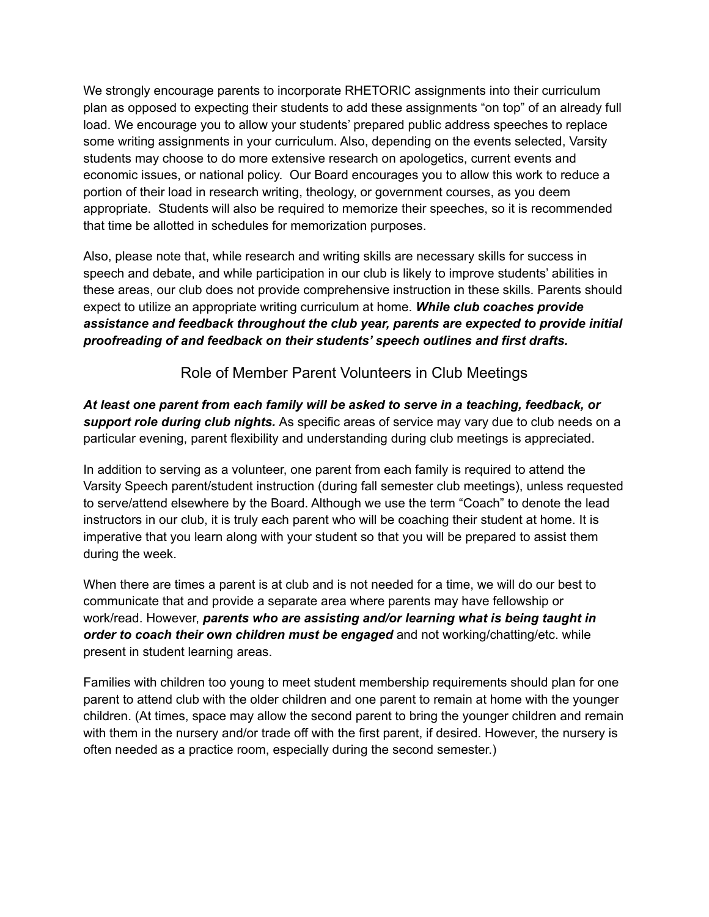We strongly encourage parents to incorporate RHETORIC assignments into their curriculum plan as opposed to expecting their students to add these assignments "on top" of an already full load. We encourage you to allow your students' prepared public address speeches to replace some writing assignments in your curriculum. Also, depending on the events selected, Varsity students may choose to do more extensive research on apologetics, current events and economic issues, or national policy. Our Board encourages you to allow this work to reduce a portion of their load in research writing, theology, or government courses, as you deem appropriate. Students will also be required to memorize their speeches, so it is recommended that time be allotted in schedules for memorization purposes.

Also, please note that, while research and writing skills are necessary skills for success in speech and debate, and while participation in our club is likely to improve students' abilities in these areas, our club does not provide comprehensive instruction in these skills. Parents should expect to utilize an appropriate writing curriculum at home. ***While club coaches provide assistance and feedback throughout the club year, parents are expected to provide initial proofreading of and feedback on their students' speech outlines and first drafts.***

## Role of Member Parent Volunteers in Club Meetings

***At least one parent from each family will be asked to serve in a teaching, feedback, or support role during club nights.*** As specific areas of service may vary due to club needs on a particular evening, parent flexibility and understanding during club meetings is appreciated.

In addition to serving as a volunteer, one parent from each family is required to attend the Varsity Speech parent/student instruction (during fall semester club meetings), unless requested to serve/attend elsewhere by the Board. Although we use the term "Coach" to denote the lead instructors in our club, it is truly each parent who will be coaching their student at home. It is imperative that you learn along with your student so that you will be prepared to assist them during the week.

When there are times a parent is at club and is not needed for a time, we will do our best to communicate that and provide a separate area where parents may have fellowship or work/read. However, ***parents who are assisting and/or learning what is being taught in order to coach their own children must be engaged*** and not working/chatting/etc. while present in student learning areas.

Families with children too young to meet student membership requirements should plan for one parent to attend club with the older children and one parent to remain at home with the younger children. (At times, space may allow the second parent to bring the younger children and remain with them in the nursery and/or trade off with the first parent, if desired. However, the nursery is often needed as a practice room, especially during the second semester.)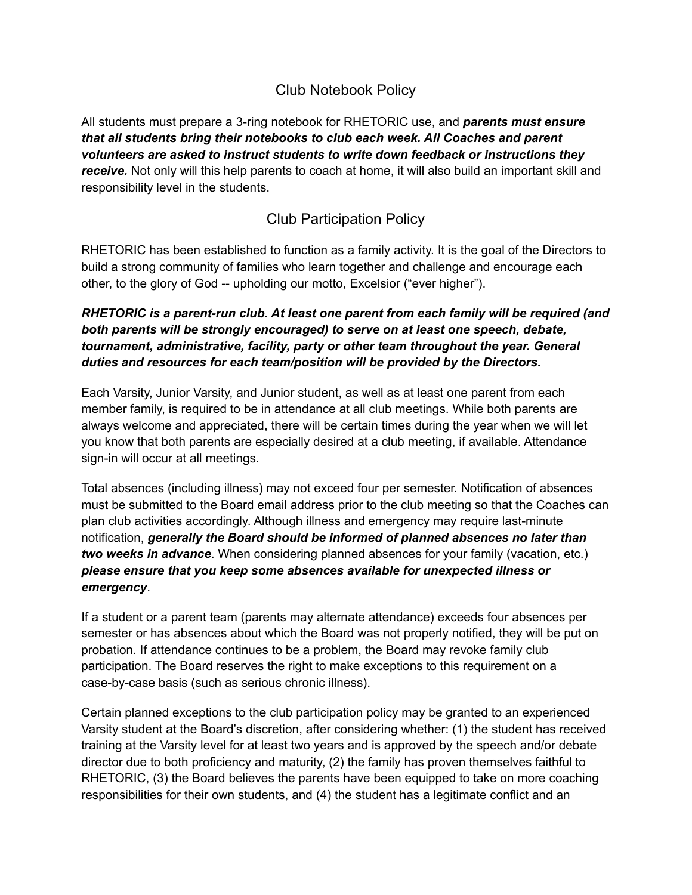## Club Notebook Policy

All students must prepare a 3-ring notebook for RHETORIC use, and ***parents must ensure that all students bring their notebooks to club each week. All Coaches and parent volunteers are asked to instruct students to write down feedback or instructions they receive.*** Not only will this help parents to coach at home, it will also build an important skill and responsibility level in the students.

## Club Participation Policy

RHETORIC has been established to function as a family activity. It is the goal of the Directors to build a strong community of families who learn together and challenge and encourage each other, to the glory of God -- upholding our motto, Excelsior ("ever higher").

***RHETORIC is a parent-run club. At least one parent from each family will be required (and both parents will be strongly encouraged) to serve on at least one speech, debate, tournament, administrative, facility, party or other team throughout the year. General duties and resources for each team/position will be provided by the Directors.***

Each Varsity, Junior Varsity, and Junior student, as well as at least one parent from each member family, is required to be in attendance at all club meetings. While both parents are always welcome and appreciated, there will be certain times during the year when we will let you know that both parents are especially desired at a club meeting, if available. Attendance sign-in will occur at all meetings.

Total absences (including illness) may not exceed four per semester. Notification of absences must be submitted to the Board email address prior to the club meeting so that the Coaches can plan club activities accordingly. Although illness and emergency may require last-minute notification, ***generally the Board should be informed of planned absences no later than two weeks in advance***. When considering planned absences for your family (vacation, etc.) ***please ensure that you keep some absences available for unexpected illness or emergency***.

If a student or a parent team (parents may alternate attendance) exceeds four absences per semester or has absences about which the Board was not properly notified, they will be put on probation. If attendance continues to be a problem, the Board may revoke family club participation. The Board reserves the right to make exceptions to this requirement on a case-by-case basis (such as serious chronic illness).

Certain planned exceptions to the club participation policy may be granted to an experienced Varsity student at the Board's discretion, after considering whether: (1) the student has received training at the Varsity level for at least two years and is approved by the speech and/or debate director due to both proficiency and maturity, (2) the family has proven themselves faithful to RHETORIC, (3) the Board believes the parents have been equipped to take on more coaching responsibilities for their own students, and (4) the student has a legitimate conflict and an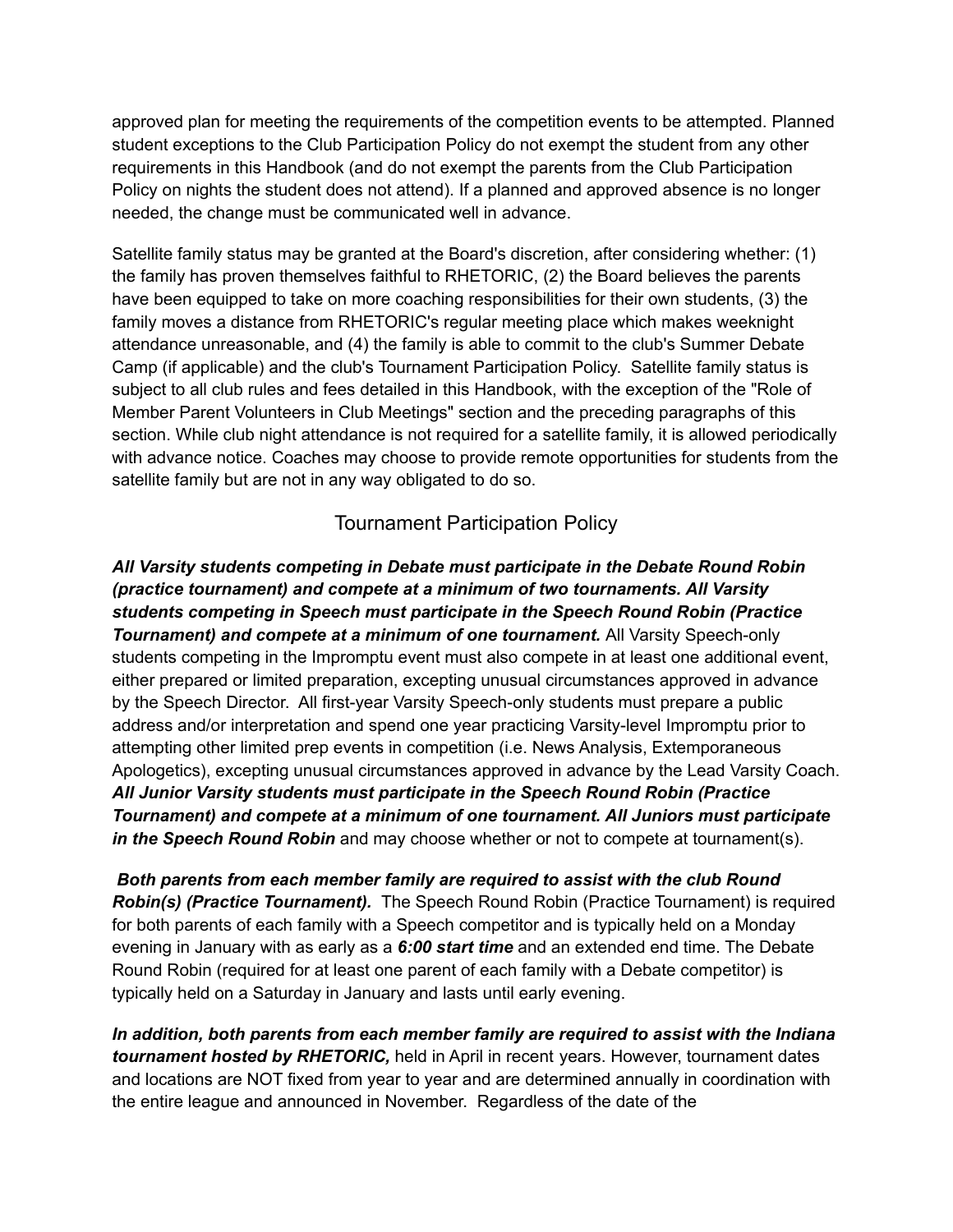approved plan for meeting the requirements of the competition events to be attempted. Planned student exceptions to the Club Participation Policy do not exempt the student from any other requirements in this Handbook (and do not exempt the parents from the Club Participation Policy on nights the student does not attend). If a planned and approved absence is no longer needed, the change must be communicated well in advance.

Satellite family status may be granted at the Board's discretion, after considering whether: (1) the family has proven themselves faithful to RHETORIC, (2) the Board believes the parents have been equipped to take on more coaching responsibilities for their own students, (3) the family moves a distance from RHETORIC's regular meeting place which makes weeknight attendance unreasonable, and (4) the family is able to commit to the club's Summer Debate Camp (if applicable) and the club's Tournament Participation Policy. Satellite family status is subject to all club rules and fees detailed in this Handbook, with the exception of the "Role of Member Parent Volunteers in Club Meetings" section and the preceding paragraphs of this section. While club night attendance is not required for a satellite family, it is allowed periodically with advance notice. Coaches may choose to provide remote opportunities for students from the satellite family but are not in any way obligated to do so.

## Tournament Participation Policy

***All Varsity students competing in Debate must participate in the Debate Round Robin (practice tournament) and compete at a minimum of two tournaments. All Varsity students competing in Speech must participate in the Speech Round Robin (Practice Tournament) and compete at a minimum of one tournament.*** All Varsity Speech-only students competing in the Impromptu event must also compete in at least one additional event, either prepared or limited preparation, excepting unusual circumstances approved in advance by the Speech Director. All first-year Varsity Speech-only students must prepare a public address and/or interpretation and spend one year practicing Varsity-level Impromptu prior to attempting other limited prep events in competition (i.e. News Analysis, Extemporaneous Apologetics), excepting unusual circumstances approved in advance by the Lead Varsity Coach. ***All Junior Varsity students must participate in the Speech Round Robin (Practice Tournament) and compete at a minimum of one tournament. All Juniors must participate in the Speech Round Robin*** and may choose whether or not to compete at tournament(s).

***Both parents from each member family are required to assist with the club Round Robin(s) (Practice Tournament).*** The Speech Round Robin (Practice Tournament) is required for both parents of each family with a Speech competitor and is typically held on a Monday evening in January with as early as a ***6:00 start time*** and an extended end time. The Debate Round Robin (required for at least one parent of each family with a Debate competitor) is typically held on a Saturday in January and lasts until early evening.

***In addition, both parents from each member family are required to assist with the Indiana tournament hosted by RHETORIC,*** held in April in recent years. However, tournament dates and locations are NOT fixed from year to year and are determined annually in coordination with the entire league and announced in November. Regardless of the date of the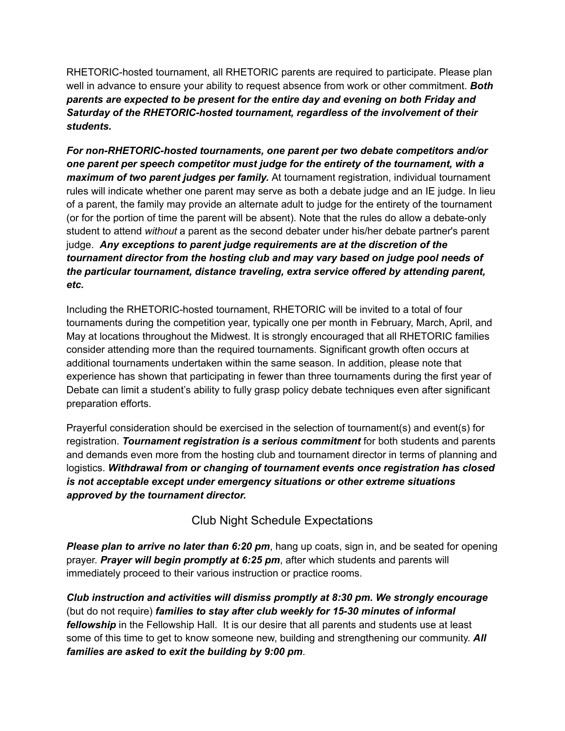RHETORIC-hosted tournament, all RHETORIC parents are required to participate. Please plan well in advance to ensure your ability to request absence from work or other commitment. ***Both parents are expected to be present for the entire day and evening on both Friday and Saturday of the RHETORIC-hosted tournament, regardless of the involvement of their students.***

***For non-RHETORIC-hosted tournaments, one parent per two debate competitors and/or one parent per speech competitor must judge for the entirety of the tournament, with a maximum of two parent judges per family.*** At tournament registration, individual tournament rules will indicate whether one parent may serve as both a debate judge and an IE judge. In lieu of a parent, the family may provide an alternate adult to judge for the entirety of the tournament (or for the portion of time the parent will be absent). Note that the rules do allow a debate-only student to attend *without* a parent as the second debater under his/her debate partner's parent judge. ***Any exceptions to parent judge requirements are at the discretion of the tournament director from the hosting club and may vary based on judge pool needs of the particular tournament, distance traveling, extra service offered by attending parent, etc.***

Including the RHETORIC-hosted tournament, RHETORIC will be invited to a total of four tournaments during the competition year, typically one per month in February, March, April, and May at locations throughout the Midwest. It is strongly encouraged that all RHETORIC families consider attending more than the required tournaments. Significant growth often occurs at additional tournaments undertaken within the same season. In addition, please note that experience has shown that participating in fewer than three tournaments during the first year of Debate can limit a student's ability to fully grasp policy debate techniques even after significant preparation efforts.

Prayerful consideration should be exercised in the selection of tournament(s) and event(s) for registration. ***Tournament registration is a serious commitment*** for both students and parents and demands even more from the hosting club and tournament director in terms of planning and logistics. ***Withdrawal from or changing of tournament events once registration has closed is not acceptable except under emergency situations or other extreme situations approved by the tournament director.***

## Club Night Schedule Expectations

***Please plan to arrive no later than 6:20 pm***, hang up coats, sign in, and be seated for opening prayer. ***Prayer will begin promptly at 6:25 pm***, after which students and parents will immediately proceed to their various instruction or practice rooms.

***Club instruction and activities will dismiss promptly at 8:30 pm. We strongly encourage*** (but do not require) ***families to stay after club weekly for 15-30 minutes of informal fellowship*** in the Fellowship Hall. It is our desire that all parents and students use at least some of this time to get to know someone new, building and strengthening our community. ***All families are asked to exit the building by 9:00 pm***.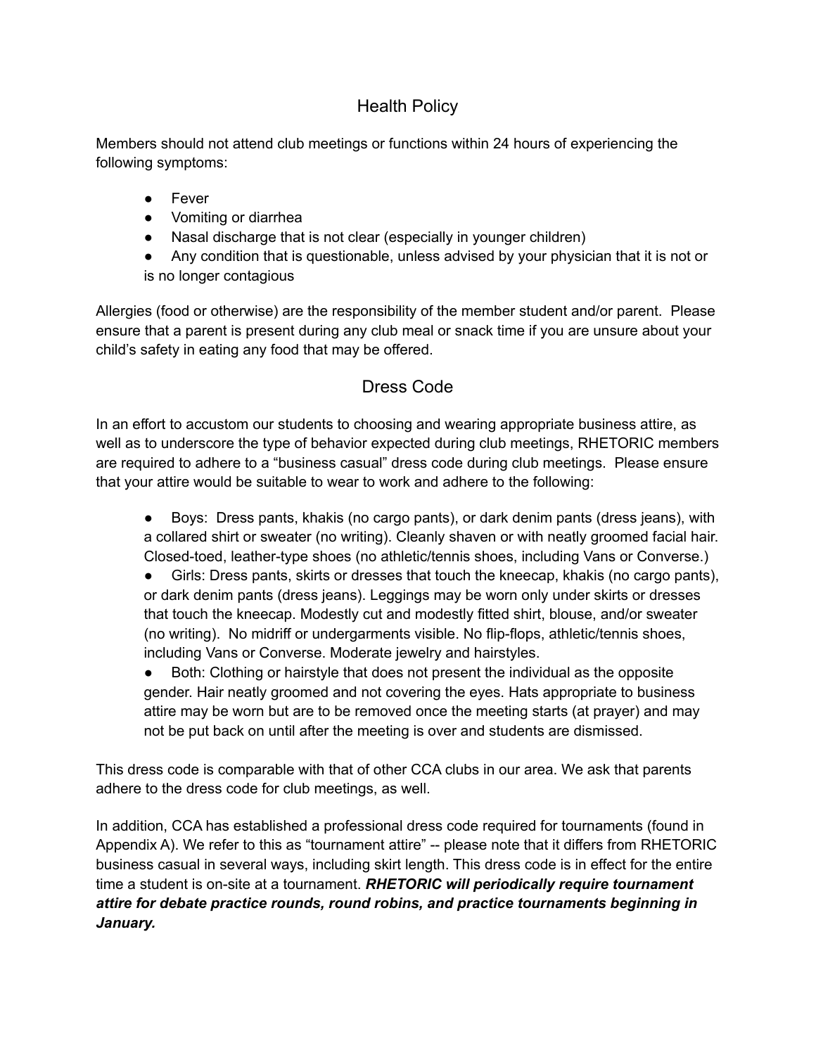## Health Policy

Members should not attend club meetings or functions within 24 hours of experiencing the following symptoms:

- Fever
- Vomiting or diarrhea
- Nasal discharge that is not clear (especially in younger children)
- Any condition that is questionable, unless advised by your physician that it is not or is no longer contagious

Allergies (food or otherwise) are the responsibility of the member student and/or parent. Please ensure that a parent is present during any club meal or snack time if you are unsure about your child's safety in eating any food that may be offered.

## Dress Code

In an effort to accustom our students to choosing and wearing appropriate business attire, as well as to underscore the type of behavior expected during club meetings, RHETORIC members are required to adhere to a "business casual" dress code during club meetings. Please ensure that your attire would be suitable to wear to work and adhere to the following:

- Boys: Dress pants, khakis (no cargo pants), or dark denim pants (dress jeans), with a collared shirt or sweater (no writing). Cleanly shaven or with neatly groomed facial hair. Closed-toed, leather-type shoes (no athletic/tennis shoes, including Vans or Converse.)
- Girls: Dress pants, skirts or dresses that touch the kneecap, khakis (no cargo pants), or dark denim pants (dress jeans). Leggings may be worn only under skirts or dresses that touch the kneecap. Modestly cut and modestly fitted shirt, blouse, and/or sweater (no writing). No midriff or undergarments visible. No flip-flops, athletic/tennis shoes, including Vans or Converse. Moderate jewelry and hairstyles.
- Both: Clothing or hairstyle that does not present the individual as the opposite gender. Hair neatly groomed and not covering the eyes. Hats appropriate to business attire may be worn but are to be removed once the meeting starts (at prayer) and may not be put back on until after the meeting is over and students are dismissed.

This dress code is comparable with that of other CCA clubs in our area. We ask that parents adhere to the dress code for club meetings, as well.

In addition, CCA has established a professional dress code required for tournaments (found in Appendix A). We refer to this as "tournament attire" -- please note that it differs from RHETORIC business casual in several ways, including skirt length. This dress code is in effect for the entire time a student is on-site at a tournament. ***RHETORIC will periodically require tournament attire for debate practice rounds, round robins, and practice tournaments beginning in January.***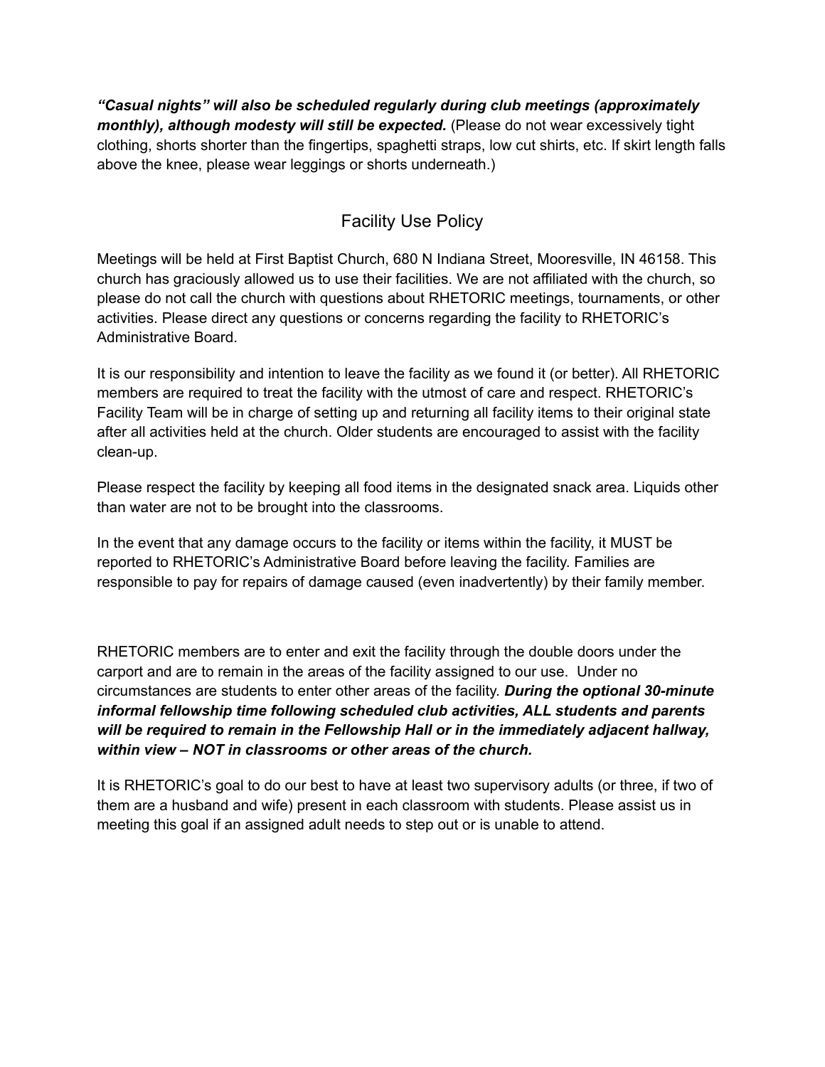***"Casual nights" will also be scheduled regularly during club meetings (approximately monthly), although modesty will still be expected.*** (Please do not wear excessively tight clothing, shorts shorter than the fingertips, spaghetti straps, low cut shirts, etc. If skirt length falls above the knee, please wear leggings or shorts underneath.)

## Facility Use Policy

Meetings will be held at First Baptist Church, 680 N Indiana Street, Mooresville, IN 46158. This church has graciously allowed us to use their facilities. We are not affiliated with the church, so please do not call the church with questions about RHETORIC meetings, tournaments, or other activities. Please direct any questions or concerns regarding the facility to RHETORIC's Administrative Board.

It is our responsibility and intention to leave the facility as we found it (or better). All RHETORIC members are required to treat the facility with the utmost of care and respect. RHETORIC's Facility Team will be in charge of setting up and returning all facility items to their original state after all activities held at the church. Older students are encouraged to assist with the facility clean-up.

Please respect the facility by keeping all food items in the designated snack area. Liquids other than water are not to be brought into the classrooms.

In the event that any damage occurs to the facility or items within the facility, it MUST be reported to RHETORIC's Administrative Board before leaving the facility. Families are responsible to pay for repairs of damage caused (even inadvertently) by their family member.

RHETORIC members are to enter and exit the facility through the double doors under the carport and are to remain in the areas of the facility assigned to our use. Under no circumstances are students to enter other areas of the facility. ***During the optional 30-minute informal fellowship time following scheduled club activities, ALL students and parents will be required to remain in the Fellowship Hall or in the immediately adjacent hallway, within view – NOT in classrooms or other areas of the church.***

It is RHETORIC's goal to do our best to have at least two supervisory adults (or three, if two of them are a husband and wife) present in each classroom with students. Please assist us in meeting this goal if an assigned adult needs to step out or is unable to attend.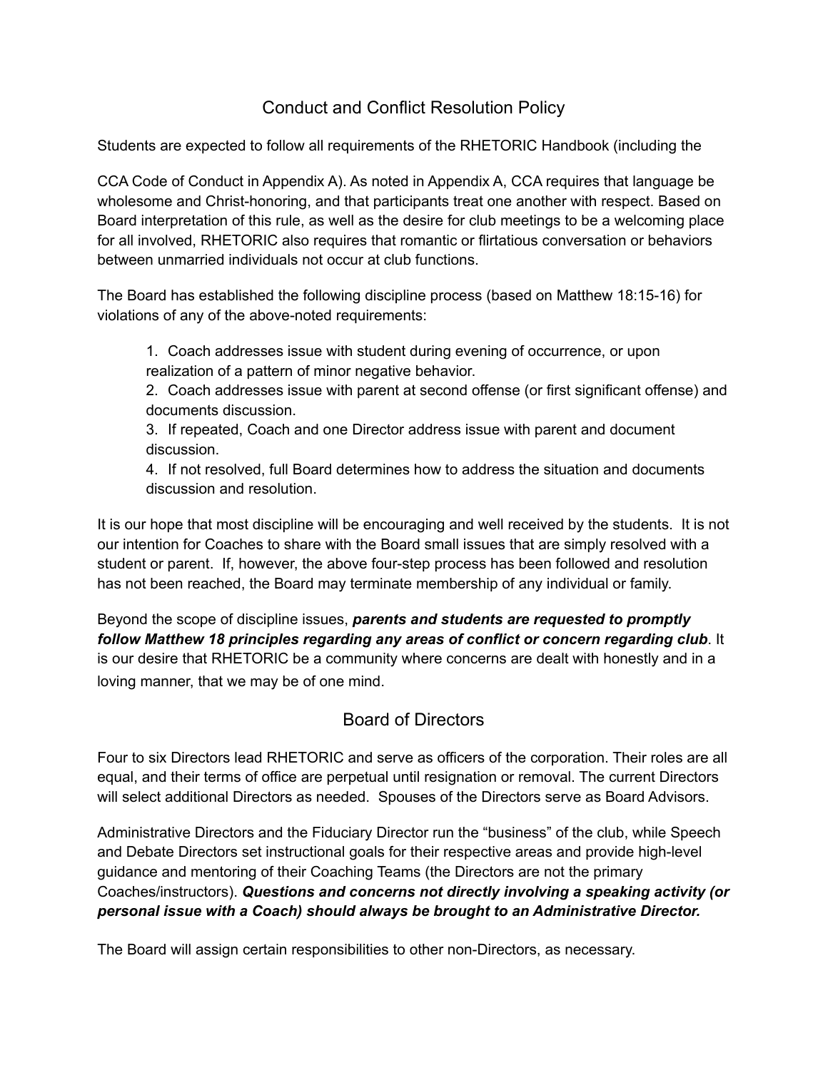## Conduct and Conflict Resolution Policy

Students are expected to follow all requirements of the RHETORIC Handbook (including the

CCA Code of Conduct in Appendix A). As noted in Appendix A, CCA requires that language be wholesome and Christ-honoring, and that participants treat one another with respect. Based on Board interpretation of this rule, as well as the desire for club meetings to be a welcoming place for all involved, RHETORIC also requires that romantic or flirtatious conversation or behaviors between unmarried individuals not occur at club functions.

The Board has established the following discipline process (based on Matthew 18:15-16) for violations of any of the above-noted requirements:

1. Coach addresses issue with student during evening of occurrence, or upon realization of a pattern of minor negative behavior.
2. Coach addresses issue with parent at second offense (or first significant offense) and documents discussion.
3. If repeated, Coach and one Director address issue with parent and document discussion.
4. If not resolved, full Board determines how to address the situation and documents discussion and resolution.

It is our hope that most discipline will be encouraging and well received by the students. It is not our intention for Coaches to share with the Board small issues that are simply resolved with a student or parent. If, however, the above four-step process has been followed and resolution has not been reached, the Board may terminate membership of any individual or family.

Beyond the scope of discipline issues, ***parents and students are requested to promptly follow Matthew 18 principles regarding any areas of conflict or concern regarding club***. It is our desire that RHETORIC be a community where concerns are dealt with honestly and in a loving manner, that we may be of one mind.

## Board of Directors

Four to six Directors lead RHETORIC and serve as officers of the corporation. Their roles are all equal, and their terms of office are perpetual until resignation or removal. The current Directors will select additional Directors as needed. Spouses of the Directors serve as Board Advisors.

Administrative Directors and the Fiduciary Director run the "business" of the club, while Speech and Debate Directors set instructional goals for their respective areas and provide high-level guidance and mentoring of their Coaching Teams (the Directors are not the primary Coaches/instructors). ***Questions and concerns not directly involving a speaking activity (or personal issue with a Coach) should always be brought to an Administrative Director.***

The Board will assign certain responsibilities to other non-Directors, as necessary.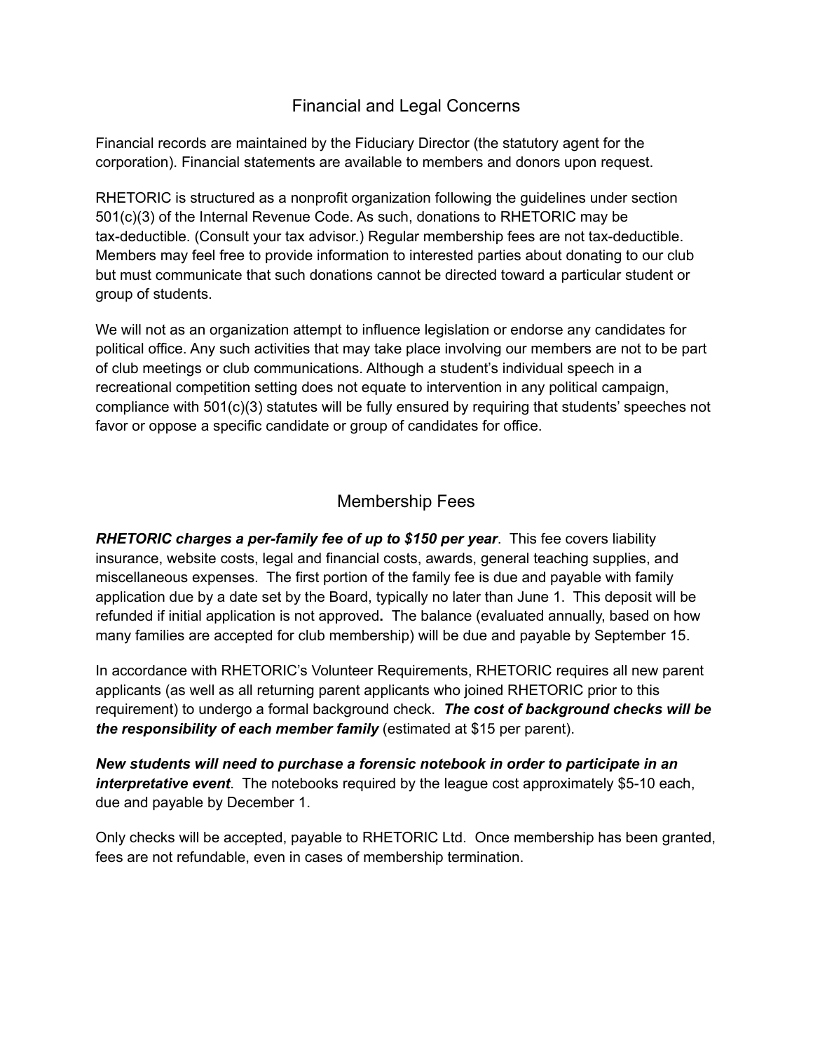## Financial and Legal Concerns

Financial records are maintained by the Fiduciary Director (the statutory agent for the corporation). Financial statements are available to members and donors upon request.

RHETORIC is structured as a nonprofit organization following the guidelines under section 501(c)(3) of the Internal Revenue Code. As such, donations to RHETORIC may be tax-deductible. (Consult your tax advisor.) Regular membership fees are not tax-deductible. Members may feel free to provide information to interested parties about donating to our club but must communicate that such donations cannot be directed toward a particular student or group of students.

We will not as an organization attempt to influence legislation or endorse any candidates for political office. Any such activities that may take place involving our members are not to be part of club meetings or club communications. Although a student's individual speech in a recreational competition setting does not equate to intervention in any political campaign, compliance with 501(c)(3) statutes will be fully ensured by requiring that students' speeches not favor or oppose a specific candidate or group of candidates for office.

## Membership Fees

***RHETORIC charges a per-family fee of up to $150 per year***. This fee covers liability insurance, website costs, legal and financial costs, awards, general teaching supplies, and miscellaneous expenses. The first portion of the family fee is due and payable with family application due by a date set by the Board, typically no later than June 1. This deposit will be refunded if initial application is not approved**.** The balance (evaluated annually, based on how many families are accepted for club membership) will be due and payable by September 15.

In accordance with RHETORIC's Volunteer Requirements, RHETORIC requires all new parent applicants (as well as all returning parent applicants who joined RHETORIC prior to this requirement) to undergo a formal background check. ***The cost of background checks will be the responsibility of each member family*** (estimated at $15 per parent).

***New students will need to purchase a forensic notebook in order to participate in an interpretative event***. The notebooks required by the league cost approximately $5-10 each, due and payable by December 1.

Only checks will be accepted, payable to RHETORIC Ltd. Once membership has been granted, fees are not refundable, even in cases of membership termination.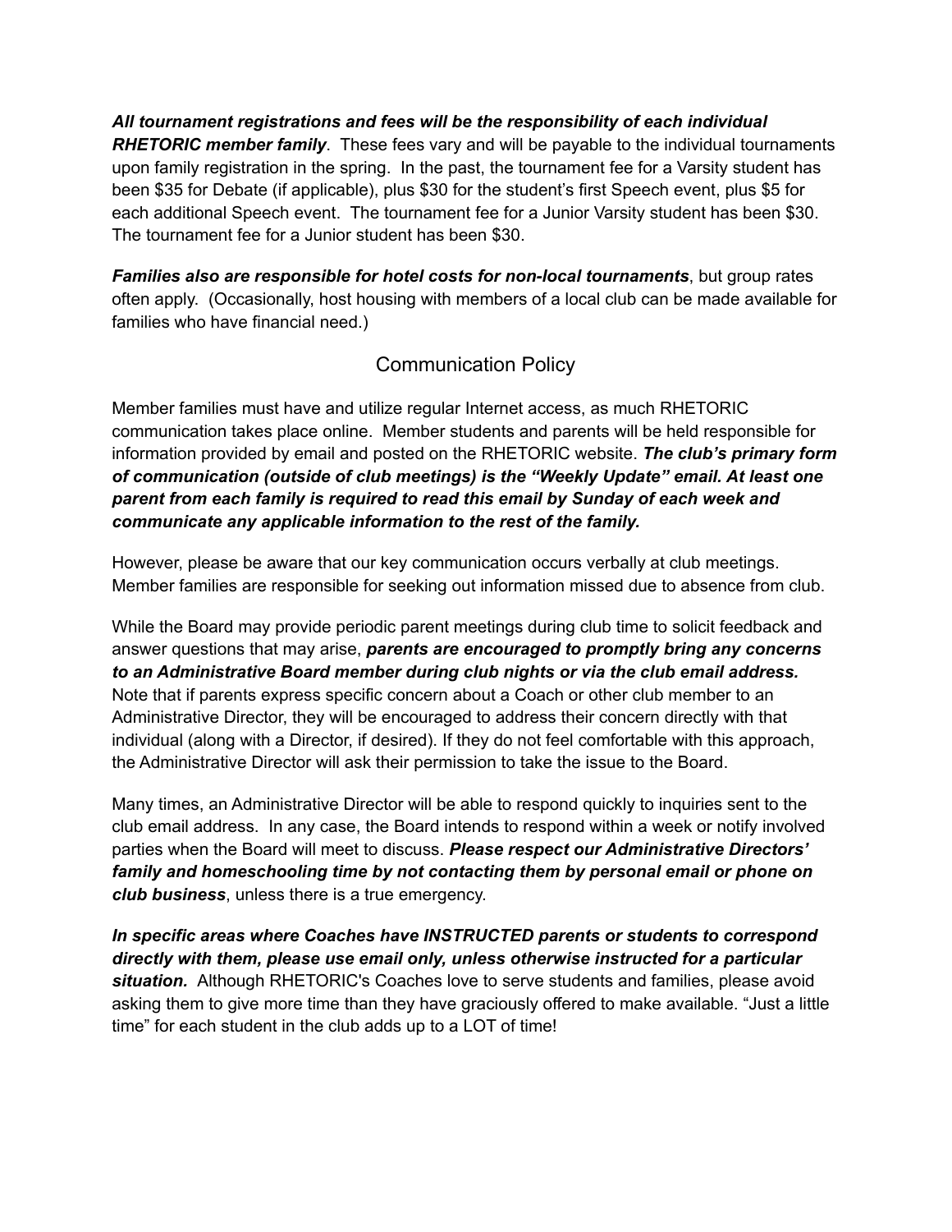***All tournament registrations and fees will be the responsibility of each individual RHETORIC member family***. These fees vary and will be payable to the individual tournaments upon family registration in the spring. In the past, the tournament fee for a Varsity student has been $35 for Debate (if applicable), plus $30 for the student's first Speech event, plus $5 for each additional Speech event. The tournament fee for a Junior Varsity student has been $30. The tournament fee for a Junior student has been $30.

***Families also are responsible for hotel costs for non-local tournaments***, but group rates often apply. (Occasionally, host housing with members of a local club can be made available for families who have financial need.)

## Communication Policy

Member families must have and utilize regular Internet access, as much RHETORIC communication takes place online. Member students and parents will be held responsible for information provided by email and posted on the RHETORIC website. ***The club's primary form of communication (outside of club meetings) is the "Weekly Update" email. At least one parent from each family is required to read this email by Sunday of each week and communicate any applicable information to the rest of the family.***

However, please be aware that our key communication occurs verbally at club meetings. Member families are responsible for seeking out information missed due to absence from club.

While the Board may provide periodic parent meetings during club time to solicit feedback and answer questions that may arise, ***parents are encouraged to promptly bring any concerns to an Administrative Board member during club nights or via the club email address.*** Note that if parents express specific concern about a Coach or other club member to an Administrative Director, they will be encouraged to address their concern directly with that individual (along with a Director, if desired). If they do not feel comfortable with this approach, the Administrative Director will ask their permission to take the issue to the Board.

Many times, an Administrative Director will be able to respond quickly to inquiries sent to the club email address. In any case, the Board intends to respond within a week or notify involved parties when the Board will meet to discuss. ***Please respect our Administrative Directors' family and homeschooling time by not contacting them by personal email or phone on club business***, unless there is a true emergency.

***In specific areas where Coaches have INSTRUCTED parents or students to correspond directly with them, please use email only, unless otherwise instructed for a particular situation.*** Although RHETORIC's Coaches love to serve students and families, please avoid asking them to give more time than they have graciously offered to make available. "Just a little time" for each student in the club adds up to a LOT of time!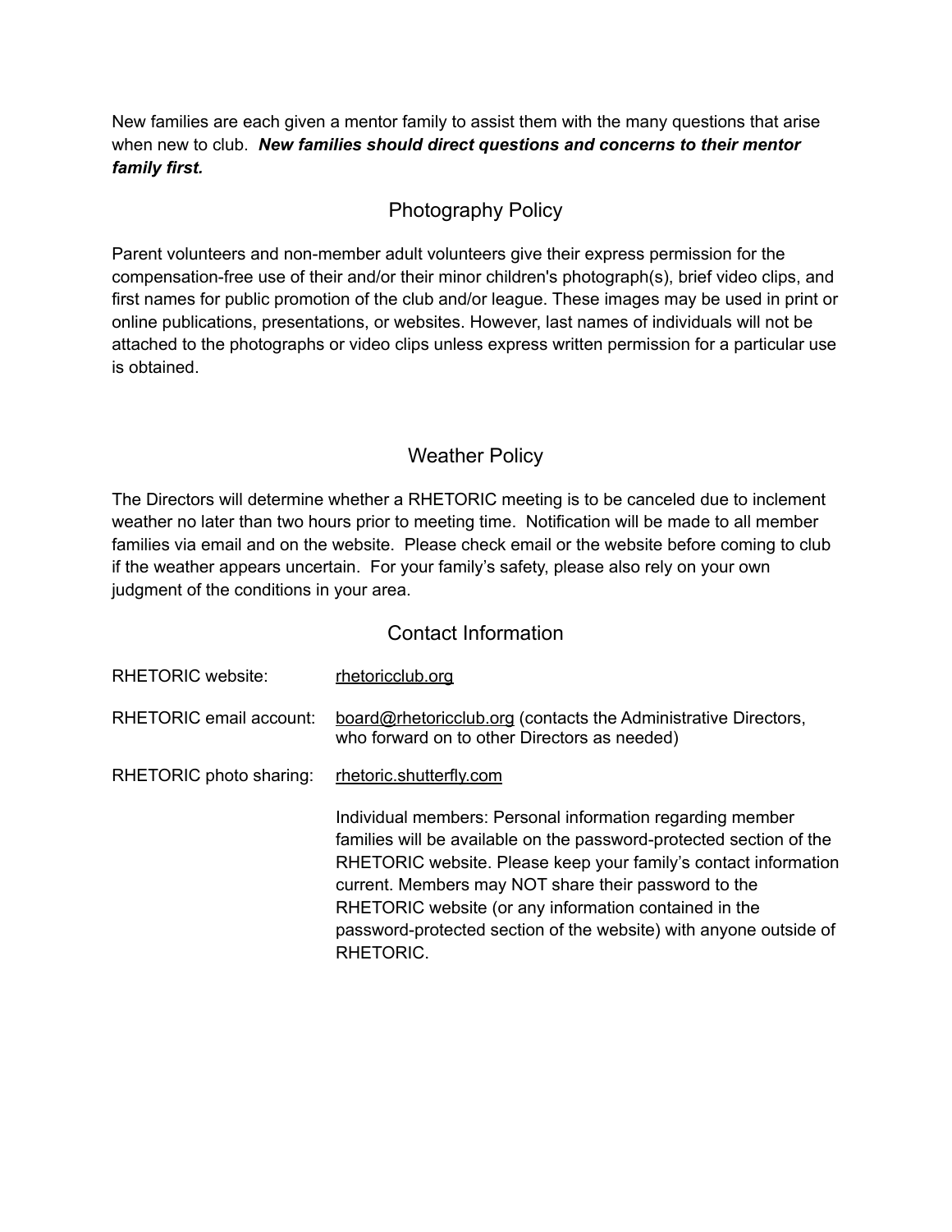New families are each given a mentor family to assist them with the many questions that arise when new to club. ***New families should direct questions and concerns to their mentor family first.***

## Photography Policy

Parent volunteers and non-member adult volunteers give their express permission for the compensation-free use of their and/or their minor children's photograph(s), brief video clips, and first names for public promotion of the club and/or league. These images may be used in print or online publications, presentations, or websites. However, last names of individuals will not be attached to the photographs or video clips unless express written permission for a particular use is obtained.

## Weather Policy

The Directors will determine whether a RHETORIC meeting is to be canceled due to inclement weather no later than two hours prior to meeting time. Notification will be made to all member families via email and on the website. Please check email or the website before coming to club if the weather appears uncertain. For your family's safety, please also rely on your own judgment of the conditions in your area.

## Contact Information

| | |
|---|---|
| RHETORIC website: | rhetoricclub.org |
| RHETORIC email account: | board@rhetoricclub.org (contacts the Administrative Directors, who forward on to other Directors as needed) |
| RHETORIC photo sharing: | rhetoric.shutterfly.com |
| | Individual members: Personal information regarding member families will be available on the password-protected section of the RHETORIC website. Please keep your family's contact information current. Members may NOT share their password to the RHETORIC website (or any information contained in the password-protected section of the website) with anyone outside of RHETORIC. |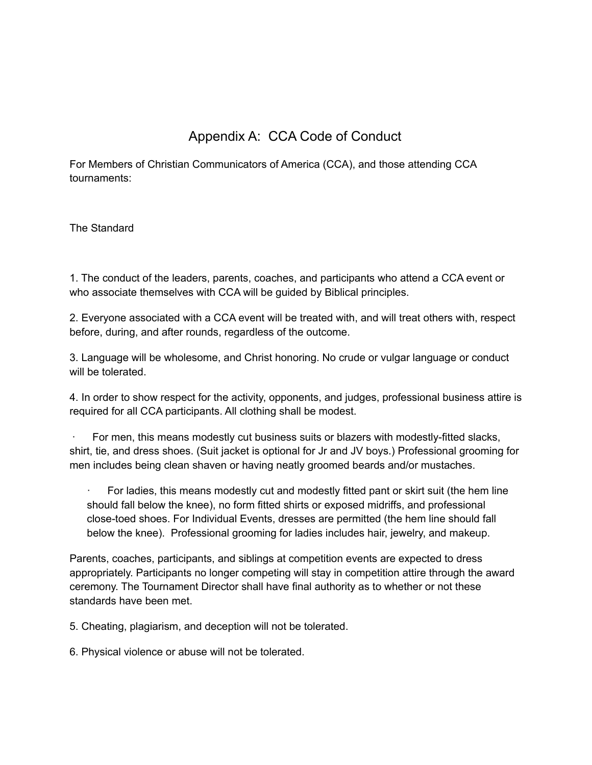# Appendix A: CCA Code of Conduct

For Members of Christian Communicators of America (CCA), and those attending CCA tournaments:

## The Standard

1. The conduct of the leaders, parents, coaches, and participants who attend a CCA event or who associate themselves with CCA will be guided by Biblical principles.

2. Everyone associated with a CCA event will be treated with, and will treat others with, respect before, during, and after rounds, regardless of the outcome.

3. Language will be wholesome, and Christ honoring. No crude or vulgar language or conduct will be tolerated.

4. In order to show respect for the activity, opponents, and judges, professional business attire is required for all CCA participants. All clothing shall be modest.

- For men, this means modestly cut business suits or blazers with modestly-fitted slacks, shirt, tie, and dress shoes. (Suit jacket is optional for Jr and JV boys.) Professional grooming for men includes being clean shaven or having neatly groomed beards and/or mustaches.
  - For ladies, this means modestly cut and modestly fitted pant or skirt suit (the hem line should fall below the knee), no form fitted shirts or exposed midriffs, and professional close-toed shoes. For Individual Events, dresses are permitted (the hem line should fall below the knee). Professional grooming for ladies includes hair, jewelry, and makeup.

Parents, coaches, participants, and siblings at competition events are expected to dress appropriately. Participants no longer competing will stay in competition attire through the award ceremony. The Tournament Director shall have final authority as to whether or not these standards have been met.

5. Cheating, plagiarism, and deception will not be tolerated.

6. Physical violence or abuse will not be tolerated.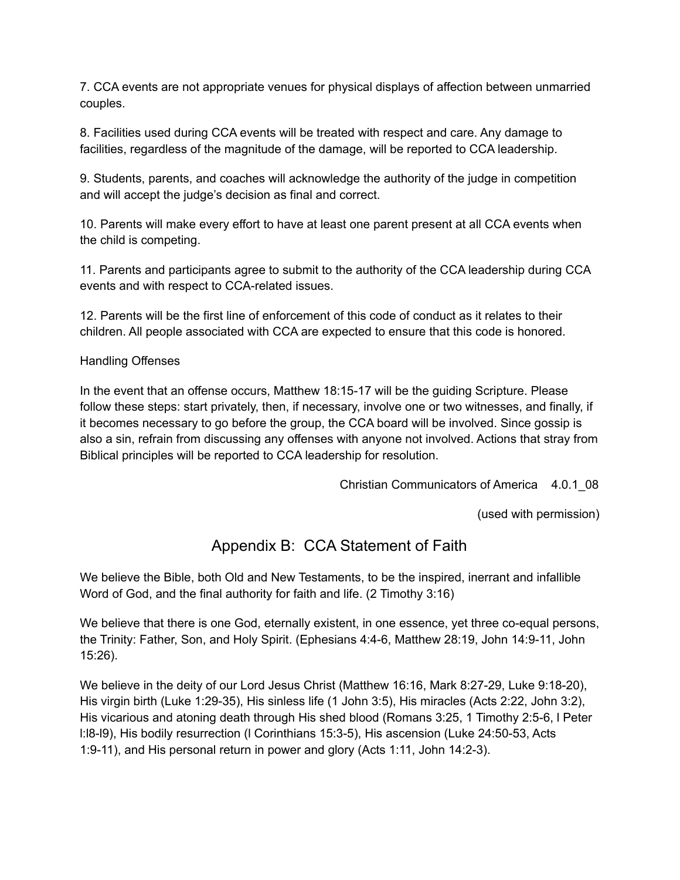7. CCA events are not appropriate venues for physical displays of affection between unmarried couples.

8. Facilities used during CCA events will be treated with respect and care. Any damage to facilities, regardless of the magnitude of the damage, will be reported to CCA leadership.

9. Students, parents, and coaches will acknowledge the authority of the judge in competition and will accept the judge's decision as final and correct.

10. Parents will make every effort to have at least one parent present at all CCA events when the child is competing.

11. Parents and participants agree to submit to the authority of the CCA leadership during CCA events and with respect to CCA-related issues.

12. Parents will be the first line of enforcement of this code of conduct as it relates to their children. All people associated with CCA are expected to ensure that this code is honored.

Handling Offenses

In the event that an offense occurs, Matthew 18:15-17 will be the guiding Scripture. Please follow these steps: start privately, then, if necessary, involve one or two witnesses, and finally, if it becomes necessary to go before the group, the CCA board will be involved. Since gossip is also a sin, refrain from discussing any offenses with anyone not involved. Actions that stray from Biblical principles will be reported to CCA leadership for resolution.

Christian Communicators of America 4.0.1_08

(used with permission)

## Appendix B: CCA Statement of Faith

We believe the Bible, both Old and New Testaments, to be the inspired, inerrant and infallible Word of God, and the final authority for faith and life. (2 Timothy 3:16)

We believe that there is one God, eternally existent, in one essence, yet three co-equal persons, the Trinity: Father, Son, and Holy Spirit. (Ephesians 4:4-6, Matthew 28:19, John 14:9-11, John 15:26).

We believe in the deity of our Lord Jesus Christ (Matthew 16:16, Mark 8:27-29, Luke 9:18-20), His virgin birth (Luke 1:29-35), His sinless life (1 John 3:5), His miracles (Acts 2:22, John 3:2), His vicarious and atoning death through His shed blood (Romans 3:25, 1 Timothy 2:5-6, I Peter l:l8-l9), His bodily resurrection (I Corinthians 15:3-5), His ascension (Luke 24:50-53, Acts 1:9-11), and His personal return in power and glory (Acts 1:11, John 14:2-3).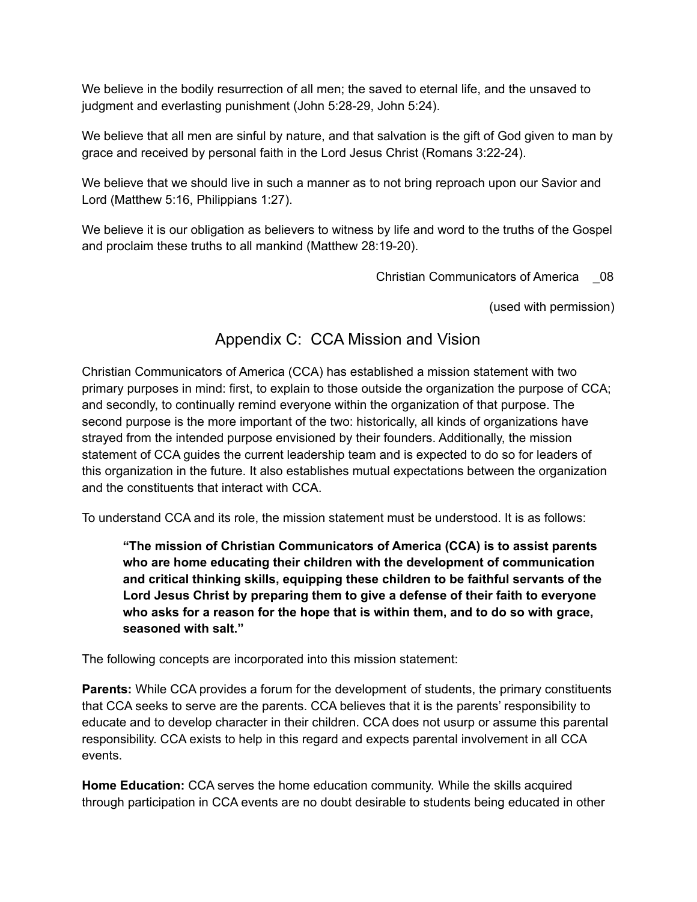We believe in the bodily resurrection of all men; the saved to eternal life, and the unsaved to judgment and everlasting punishment (John 5:28-29, John 5:24).

We believe that all men are sinful by nature, and that salvation is the gift of God given to man by grace and received by personal faith in the Lord Jesus Christ (Romans 3:22-24).

We believe that we should live in such a manner as to not bring reproach upon our Savior and Lord (Matthew 5:16, Philippians 1:27).

We believe it is our obligation as believers to witness by life and word to the truths of the Gospel and proclaim these truths to all mankind (Matthew 28:19-20).

Christian Communicators of America _08

(used with permission)

## Appendix C: CCA Mission and Vision

Christian Communicators of America (CCA) has established a mission statement with two primary purposes in mind: first, to explain to those outside the organization the purpose of CCA; and secondly, to continually remind everyone within the organization of that purpose. The second purpose is the more important of the two: historically, all kinds of organizations have strayed from the intended purpose envisioned by their founders. Additionally, the mission statement of CCA guides the current leadership team and is expected to do so for leaders of this organization in the future. It also establishes mutual expectations between the organization and the constituents that interact with CCA.

To understand CCA and its role, the mission statement must be understood. It is as follows:

> **"The mission of Christian Communicators of America (CCA) is to assist parents who are home educating their children with the development of communication and critical thinking skills, equipping these children to be faithful servants of the Lord Jesus Christ by preparing them to give a defense of their faith to everyone who asks for a reason for the hope that is within them, and to do so with grace, seasoned with salt."**

The following concepts are incorporated into this mission statement:

**Parents:** While CCA provides a forum for the development of students, the primary constituents that CCA seeks to serve are the parents. CCA believes that it is the parents' responsibility to educate and to develop character in their children. CCA does not usurp or assume this parental responsibility. CCA exists to help in this regard and expects parental involvement in all CCA events.

**Home Education:** CCA serves the home education community. While the skills acquired through participation in CCA events are no doubt desirable to students being educated in other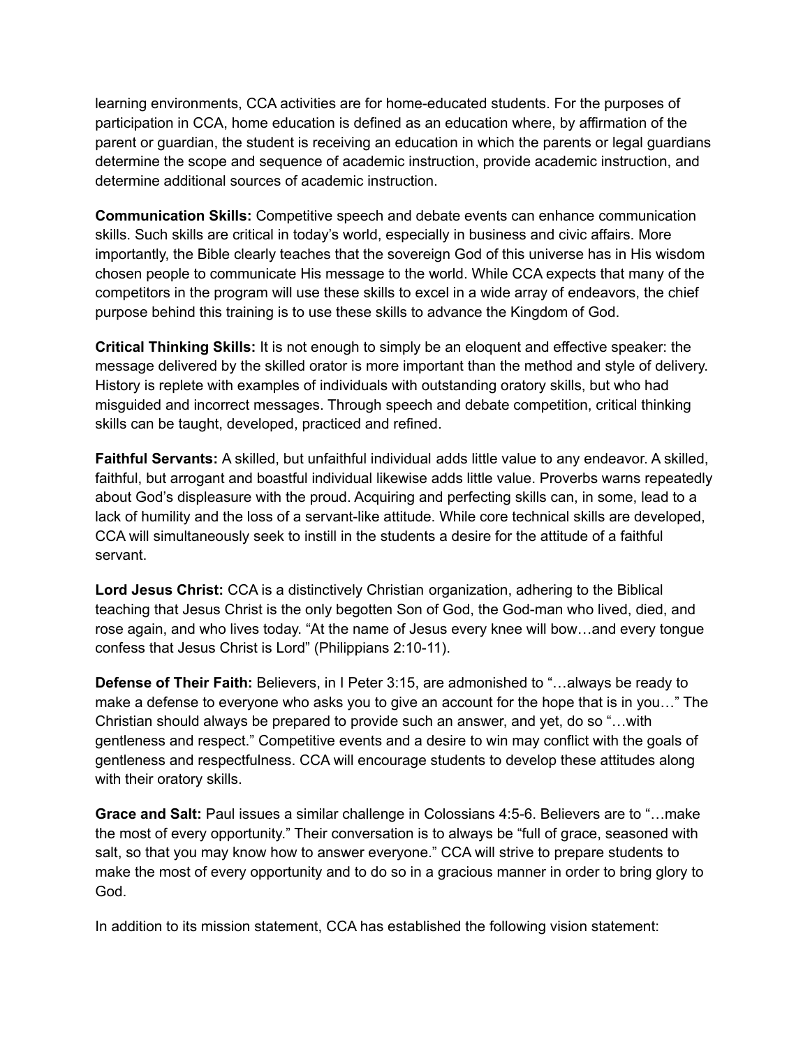learning environments, CCA activities are for home-educated students. For the purposes of participation in CCA, home education is defined as an education where, by affirmation of the parent or guardian, the student is receiving an education in which the parents or legal guardians determine the scope and sequence of academic instruction, provide academic instruction, and determine additional sources of academic instruction.

**Communication Skills:** Competitive speech and debate events can enhance communication skills. Such skills are critical in today's world, especially in business and civic affairs. More importantly, the Bible clearly teaches that the sovereign God of this universe has in His wisdom chosen people to communicate His message to the world. While CCA expects that many of the competitors in the program will use these skills to excel in a wide array of endeavors, the chief purpose behind this training is to use these skills to advance the Kingdom of God.

**Critical Thinking Skills:** It is not enough to simply be an eloquent and effective speaker: the message delivered by the skilled orator is more important than the method and style of delivery. History is replete with examples of individuals with outstanding oratory skills, but who had misguided and incorrect messages. Through speech and debate competition, critical thinking skills can be taught, developed, practiced and refined.

**Faithful Servants:** A skilled, but unfaithful individual adds little value to any endeavor. A skilled, faithful, but arrogant and boastful individual likewise adds little value. Proverbs warns repeatedly about God's displeasure with the proud. Acquiring and perfecting skills can, in some, lead to a lack of humility and the loss of a servant-like attitude. While core technical skills are developed, CCA will simultaneously seek to instill in the students a desire for the attitude of a faithful servant.

**Lord Jesus Christ:** CCA is a distinctively Christian organization, adhering to the Biblical teaching that Jesus Christ is the only begotten Son of God, the God-man who lived, died, and rose again, and who lives today. "At the name of Jesus every knee will bow…and every tongue confess that Jesus Christ is Lord" (Philippians 2:10-11).

**Defense of Their Faith:** Believers, in I Peter 3:15, are admonished to "…always be ready to make a defense to everyone who asks you to give an account for the hope that is in you…" The Christian should always be prepared to provide such an answer, and yet, do so "…with gentleness and respect." Competitive events and a desire to win may conflict with the goals of gentleness and respectfulness. CCA will encourage students to develop these attitudes along with their oratory skills.

**Grace and Salt:** Paul issues a similar challenge in Colossians 4:5-6. Believers are to "…make the most of every opportunity." Their conversation is to always be "full of grace, seasoned with salt, so that you may know how to answer everyone." CCA will strive to prepare students to make the most of every opportunity and to do so in a gracious manner in order to bring glory to God.

In addition to its mission statement, CCA has established the following vision statement: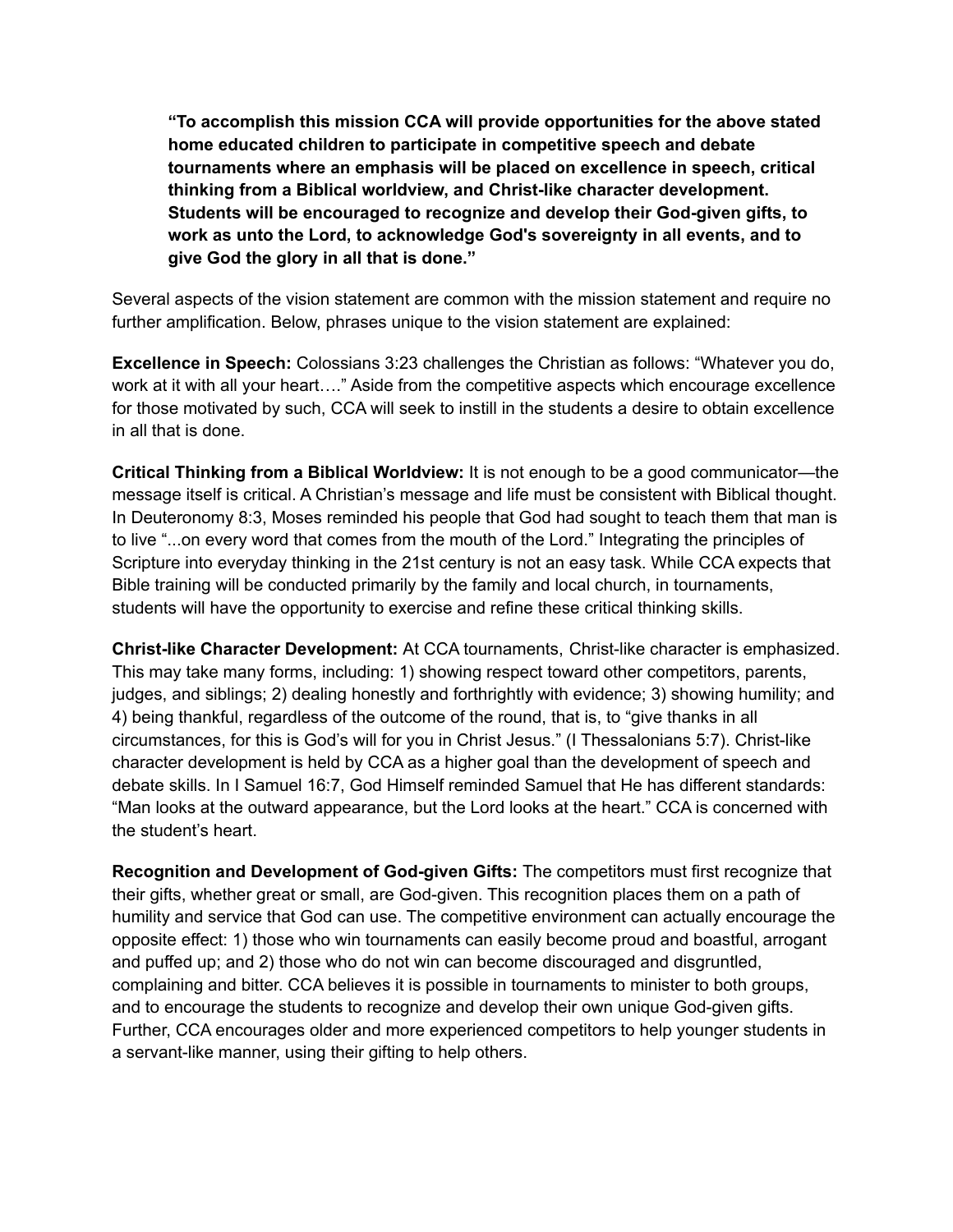> **"To accomplish this mission CCA will provide opportunities for the above stated home educated children to participate in competitive speech and debate tournaments where an emphasis will be placed on excellence in speech, critical thinking from a Biblical worldview, and Christ-like character development. Students will be encouraged to recognize and develop their God-given gifts, to work as unto the Lord, to acknowledge God's sovereignty in all events, and to give God the glory in all that is done."**

Several aspects of the vision statement are common with the mission statement and require no further amplification. Below, phrases unique to the vision statement are explained:

**Excellence in Speech:** Colossians 3:23 challenges the Christian as follows: "Whatever you do, work at it with all your heart…." Aside from the competitive aspects which encourage excellence for those motivated by such, CCA will seek to instill in the students a desire to obtain excellence in all that is done.

**Critical Thinking from a Biblical Worldview:** It is not enough to be a good communicator—the message itself is critical. A Christian's message and life must be consistent with Biblical thought. In Deuteronomy 8:3, Moses reminded his people that God had sought to teach them that man is to live "...on every word that comes from the mouth of the Lord." Integrating the principles of Scripture into everyday thinking in the 21st century is not an easy task. While CCA expects that Bible training will be conducted primarily by the family and local church, in tournaments, students will have the opportunity to exercise and refine these critical thinking skills.

**Christ-like Character Development:** At CCA tournaments, Christ-like character is emphasized. This may take many forms, including: 1) showing respect toward other competitors, parents, judges, and siblings; 2) dealing honestly and forthrightly with evidence; 3) showing humility; and 4) being thankful, regardless of the outcome of the round, that is, to "give thanks in all circumstances, for this is God's will for you in Christ Jesus." (I Thessalonians 5:7). Christ-like character development is held by CCA as a higher goal than the development of speech and debate skills. In I Samuel 16:7, God Himself reminded Samuel that He has different standards: "Man looks at the outward appearance, but the Lord looks at the heart." CCA is concerned with the student's heart.

**Recognition and Development of God-given Gifts:** The competitors must first recognize that their gifts, whether great or small, are God-given. This recognition places them on a path of humility and service that God can use. The competitive environment can actually encourage the opposite effect: 1) those who win tournaments can easily become proud and boastful, arrogant and puffed up; and 2) those who do not win can become discouraged and disgruntled, complaining and bitter. CCA believes it is possible in tournaments to minister to both groups, and to encourage the students to recognize and develop their own unique God-given gifts. Further, CCA encourages older and more experienced competitors to help younger students in a servant-like manner, using their gifting to help others.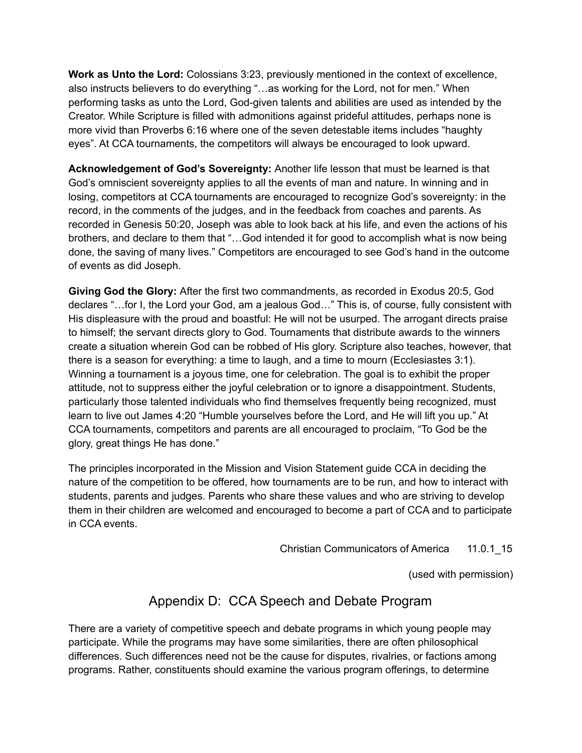**Work as Unto the Lord:** Colossians 3:23, previously mentioned in the context of excellence, also instructs believers to do everything "…as working for the Lord, not for men." When performing tasks as unto the Lord, God-given talents and abilities are used as intended by the Creator. While Scripture is filled with admonitions against prideful attitudes, perhaps none is more vivid than Proverbs 6:16 where one of the seven detestable items includes "haughty eyes". At CCA tournaments, the competitors will always be encouraged to look upward.

**Acknowledgement of God's Sovereignty:** Another life lesson that must be learned is that God's omniscient sovereignty applies to all the events of man and nature. In winning and in losing, competitors at CCA tournaments are encouraged to recognize God's sovereignty: in the record, in the comments of the judges, and in the feedback from coaches and parents. As recorded in Genesis 50:20, Joseph was able to look back at his life, and even the actions of his brothers, and declare to them that "…God intended it for good to accomplish what is now being done, the saving of many lives." Competitors are encouraged to see God's hand in the outcome of events as did Joseph.

**Giving God the Glory:** After the first two commandments, as recorded in Exodus 20:5, God declares "…for I, the Lord your God, am a jealous God…" This is, of course, fully consistent with His displeasure with the proud and boastful: He will not be usurped. The arrogant directs praise to himself; the servant directs glory to God. Tournaments that distribute awards to the winners create a situation wherein God can be robbed of His glory. Scripture also teaches, however, that there is a season for everything: a time to laugh, and a time to mourn (Ecclesiastes 3:1). Winning a tournament is a joyous time, one for celebration. The goal is to exhibit the proper attitude, not to suppress either the joyful celebration or to ignore a disappointment. Students, particularly those talented individuals who find themselves frequently being recognized, must learn to live out James 4:20 "Humble yourselves before the Lord, and He will lift you up." At CCA tournaments, competitors and parents are all encouraged to proclaim, "To God be the glory, great things He has done."

The principles incorporated in the Mission and Vision Statement guide CCA in deciding the nature of the competition to be offered, how tournaments are to be run, and how to interact with students, parents and judges. Parents who share these values and who are striving to develop them in their children are welcomed and encouraged to become a part of CCA and to participate in CCA events.

Christian Communicators of America 11.0.1_15

(used with permission)

## Appendix D: CCA Speech and Debate Program

There are a variety of competitive speech and debate programs in which young people may participate. While the programs may have some similarities, there are often philosophical differences. Such differences need not be the cause for disputes, rivalries, or factions among programs. Rather, constituents should examine the various program offerings, to determine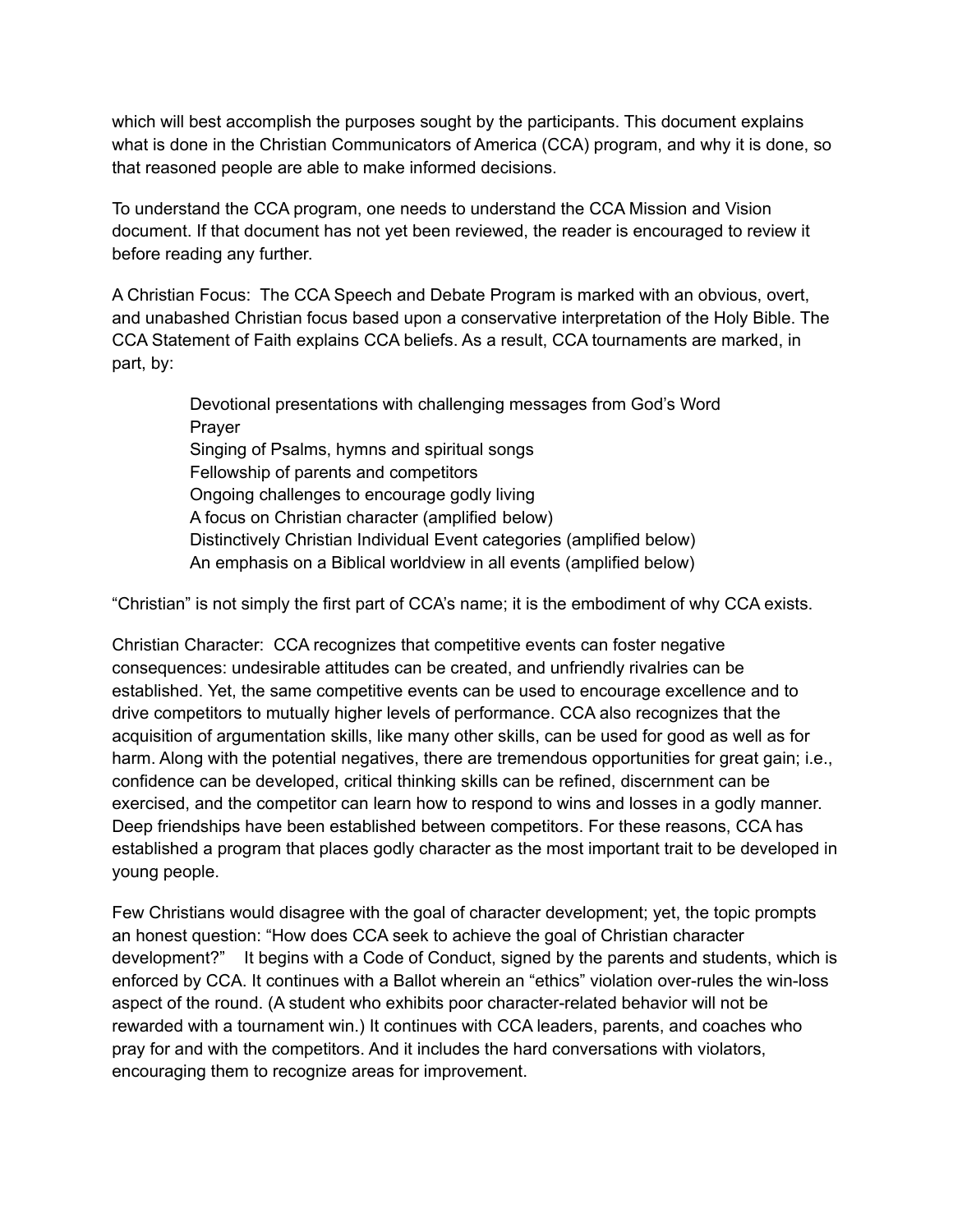which will best accomplish the purposes sought by the participants. This document explains what is done in the Christian Communicators of America (CCA) program, and why it is done, so that reasoned people are able to make informed decisions.

To understand the CCA program, one needs to understand the CCA Mission and Vision document. If that document has not yet been reviewed, the reader is encouraged to review it before reading any further.

A Christian Focus: The CCA Speech and Debate Program is marked with an obvious, overt, and unabashed Christian focus based upon a conservative interpretation of the Holy Bible. The CCA Statement of Faith explains CCA beliefs. As a result, CCA tournaments are marked, in part, by:

- Devotional presentations with challenging messages from God's Word
- Prayer
- Singing of Psalms, hymns and spiritual songs
- Fellowship of parents and competitors
- Ongoing challenges to encourage godly living
- A focus on Christian character (amplified below)
- Distinctively Christian Individual Event categories (amplified below)
- An emphasis on a Biblical worldview in all events (amplified below)

"Christian" is not simply the first part of CCA's name; it is the embodiment of why CCA exists.

Christian Character: CCA recognizes that competitive events can foster negative consequences: undesirable attitudes can be created, and unfriendly rivalries can be established. Yet, the same competitive events can be used to encourage excellence and to drive competitors to mutually higher levels of performance. CCA also recognizes that the acquisition of argumentation skills, like many other skills, can be used for good as well as for harm. Along with the potential negatives, there are tremendous opportunities for great gain; i.e., confidence can be developed, critical thinking skills can be refined, discernment can be exercised, and the competitor can learn how to respond to wins and losses in a godly manner. Deep friendships have been established between competitors. For these reasons, CCA has established a program that places godly character as the most important trait to be developed in young people.

Few Christians would disagree with the goal of character development; yet, the topic prompts an honest question: "How does CCA seek to achieve the goal of Christian character development?" It begins with a Code of Conduct, signed by the parents and students, which is enforced by CCA. It continues with a Ballot wherein an "ethics" violation over-rules the win-loss aspect of the round. (A student who exhibits poor character-related behavior will not be rewarded with a tournament win.) It continues with CCA leaders, parents, and coaches who pray for and with the competitors. And it includes the hard conversations with violators, encouraging them to recognize areas for improvement.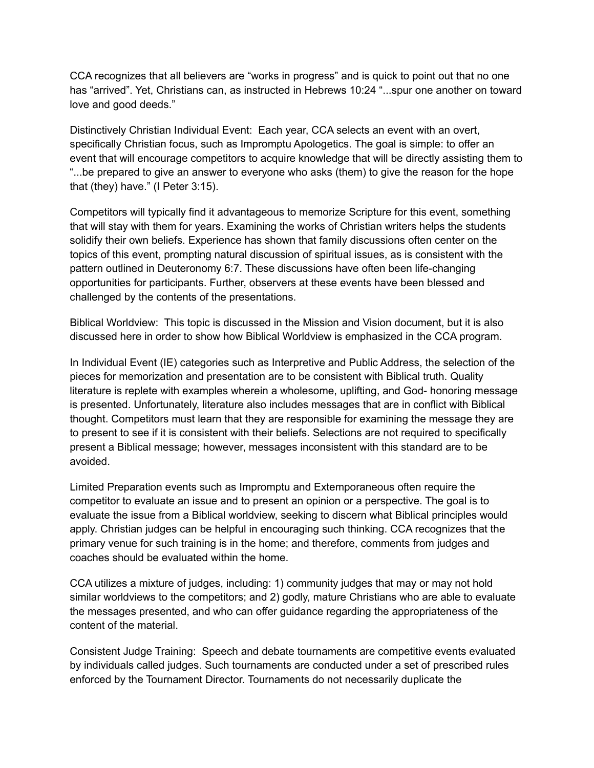CCA recognizes that all believers are "works in progress" and is quick to point out that no one has "arrived". Yet, Christians can, as instructed in Hebrews 10:24 "...spur one another on toward love and good deeds."

Distinctively Christian Individual Event: Each year, CCA selects an event with an overt, specifically Christian focus, such as Impromptu Apologetics. The goal is simple: to offer an event that will encourage competitors to acquire knowledge that will be directly assisting them to "...be prepared to give an answer to everyone who asks (them) to give the reason for the hope that (they) have." (I Peter 3:15).

Competitors will typically find it advantageous to memorize Scripture for this event, something that will stay with them for years. Examining the works of Christian writers helps the students solidify their own beliefs. Experience has shown that family discussions often center on the topics of this event, prompting natural discussion of spiritual issues, as is consistent with the pattern outlined in Deuteronomy 6:7. These discussions have often been life-changing opportunities for participants. Further, observers at these events have been blessed and challenged by the contents of the presentations.

Biblical Worldview: This topic is discussed in the Mission and Vision document, but it is also discussed here in order to show how Biblical Worldview is emphasized in the CCA program.

In Individual Event (IE) categories such as Interpretive and Public Address, the selection of the pieces for memorization and presentation are to be consistent with Biblical truth. Quality literature is replete with examples wherein a wholesome, uplifting, and God- honoring message is presented. Unfortunately, literature also includes messages that are in conflict with Biblical thought. Competitors must learn that they are responsible for examining the message they are to present to see if it is consistent with their beliefs. Selections are not required to specifically present a Biblical message; however, messages inconsistent with this standard are to be avoided.

Limited Preparation events such as Impromptu and Extemporaneous often require the competitor to evaluate an issue and to present an opinion or a perspective. The goal is to evaluate the issue from a Biblical worldview, seeking to discern what Biblical principles would apply. Christian judges can be helpful in encouraging such thinking. CCA recognizes that the primary venue for such training is in the home; and therefore, comments from judges and coaches should be evaluated within the home.

CCA utilizes a mixture of judges, including: 1) community judges that may or may not hold similar worldviews to the competitors; and 2) godly, mature Christians who are able to evaluate the messages presented, and who can offer guidance regarding the appropriateness of the content of the material.

Consistent Judge Training: Speech and debate tournaments are competitive events evaluated by individuals called judges. Such tournaments are conducted under a set of prescribed rules enforced by the Tournament Director. Tournaments do not necessarily duplicate the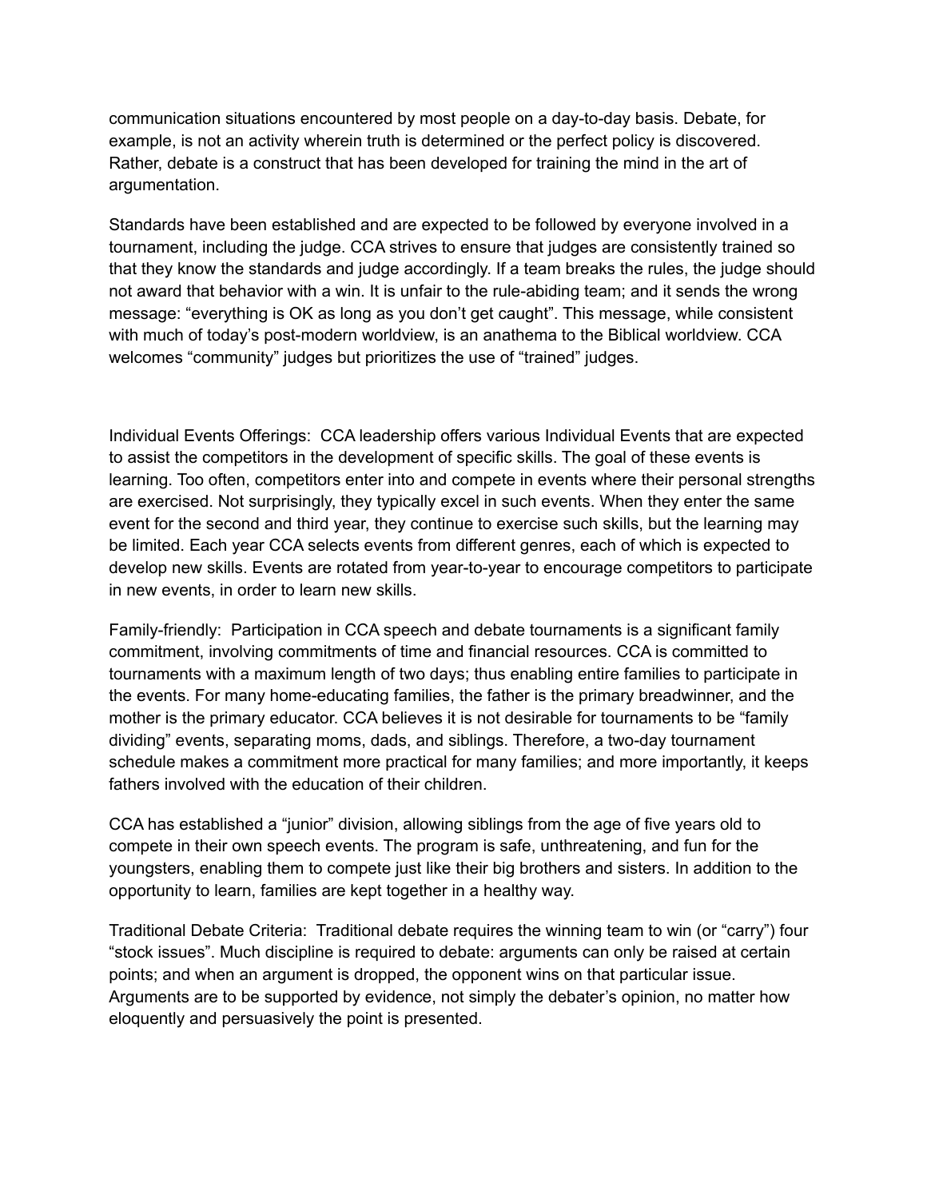communication situations encountered by most people on a day-to-day basis. Debate, for example, is not an activity wherein truth is determined or the perfect policy is discovered. Rather, debate is a construct that has been developed for training the mind in the art of argumentation.

Standards have been established and are expected to be followed by everyone involved in a tournament, including the judge. CCA strives to ensure that judges are consistently trained so that they know the standards and judge accordingly. If a team breaks the rules, the judge should not award that behavior with a win. It is unfair to the rule-abiding team; and it sends the wrong message: "everything is OK as long as you don't get caught". This message, while consistent with much of today's post-modern worldview, is an anathema to the Biblical worldview. CCA welcomes "community" judges but prioritizes the use of "trained" judges.

Individual Events Offerings: CCA leadership offers various Individual Events that are expected to assist the competitors in the development of specific skills. The goal of these events is learning. Too often, competitors enter into and compete in events where their personal strengths are exercised. Not surprisingly, they typically excel in such events. When they enter the same event for the second and third year, they continue to exercise such skills, but the learning may be limited. Each year CCA selects events from different genres, each of which is expected to develop new skills. Events are rotated from year-to-year to encourage competitors to participate in new events, in order to learn new skills.

Family-friendly: Participation in CCA speech and debate tournaments is a significant family commitment, involving commitments of time and financial resources. CCA is committed to tournaments with a maximum length of two days; thus enabling entire families to participate in the events. For many home-educating families, the father is the primary breadwinner, and the mother is the primary educator. CCA believes it is not desirable for tournaments to be "family dividing" events, separating moms, dads, and siblings. Therefore, a two-day tournament schedule makes a commitment more practical for many families; and more importantly, it keeps fathers involved with the education of their children.

CCA has established a "junior" division, allowing siblings from the age of five years old to compete in their own speech events. The program is safe, unthreatening, and fun for the youngsters, enabling them to compete just like their big brothers and sisters. In addition to the opportunity to learn, families are kept together in a healthy way.

Traditional Debate Criteria: Traditional debate requires the winning team to win (or "carry") four "stock issues". Much discipline is required to debate: arguments can only be raised at certain points; and when an argument is dropped, the opponent wins on that particular issue. Arguments are to be supported by evidence, not simply the debater's opinion, no matter how eloquently and persuasively the point is presented.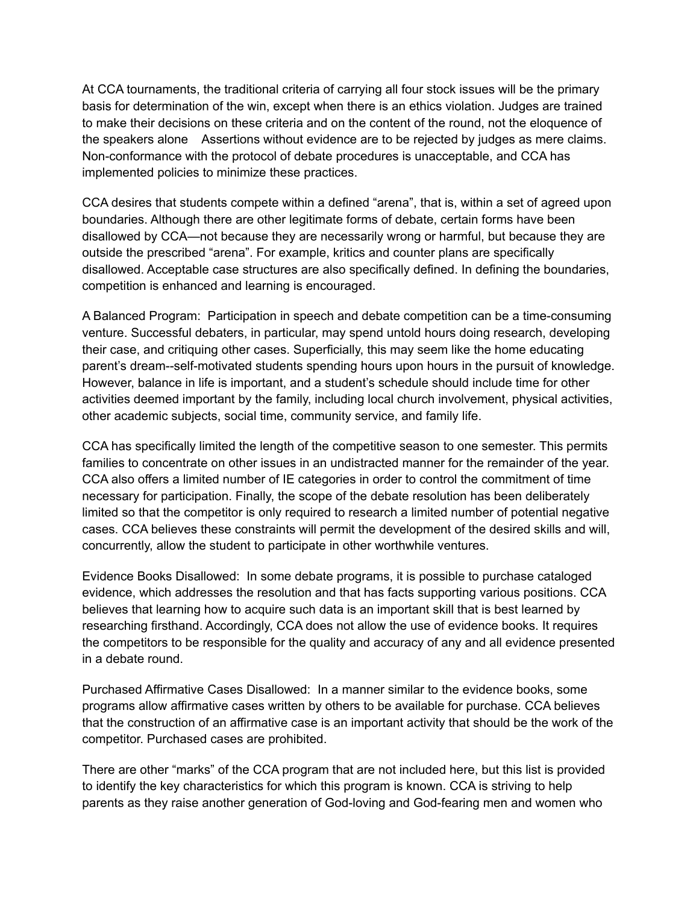At CCA tournaments, the traditional criteria of carrying all four stock issues will be the primary basis for determination of the win, except when there is an ethics violation. Judges are trained to make their decisions on these criteria and on the content of the round, not the eloquence of the speakers alone   Assertions without evidence are to be rejected by judges as mere claims. Non-conformance with the protocol of debate procedures is unacceptable, and CCA has implemented policies to minimize these practices.

CCA desires that students compete within a defined "arena", that is, within a set of agreed upon boundaries. Although there are other legitimate forms of debate, certain forms have been disallowed by CCA—not because they are necessarily wrong or harmful, but because they are outside the prescribed "arena". For example, kritics and counter plans are specifically disallowed. Acceptable case structures are also specifically defined. In defining the boundaries, competition is enhanced and learning is encouraged.

A Balanced Program: Participation in speech and debate competition can be a time-consuming venture. Successful debaters, in particular, may spend untold hours doing research, developing their case, and critiquing other cases. Superficially, this may seem like the home educating parent's dream--self-motivated students spending hours upon hours in the pursuit of knowledge. However, balance in life is important, and a student's schedule should include time for other activities deemed important by the family, including local church involvement, physical activities, other academic subjects, social time, community service, and family life.

CCA has specifically limited the length of the competitive season to one semester. This permits families to concentrate on other issues in an undistracted manner for the remainder of the year. CCA also offers a limited number of IE categories in order to control the commitment of time necessary for participation. Finally, the scope of the debate resolution has been deliberately limited so that the competitor is only required to research a limited number of potential negative cases. CCA believes these constraints will permit the development of the desired skills and will, concurrently, allow the student to participate in other worthwhile ventures.

Evidence Books Disallowed: In some debate programs, it is possible to purchase cataloged evidence, which addresses the resolution and that has facts supporting various positions. CCA believes that learning how to acquire such data is an important skill that is best learned by researching firsthand. Accordingly, CCA does not allow the use of evidence books. It requires the competitors to be responsible for the quality and accuracy of any and all evidence presented in a debate round.

Purchased Affirmative Cases Disallowed: In a manner similar to the evidence books, some programs allow affirmative cases written by others to be available for purchase. CCA believes that the construction of an affirmative case is an important activity that should be the work of the competitor. Purchased cases are prohibited.

There are other "marks" of the CCA program that are not included here, but this list is provided to identify the key characteristics for which this program is known. CCA is striving to help parents as they raise another generation of God-loving and God-fearing men and women who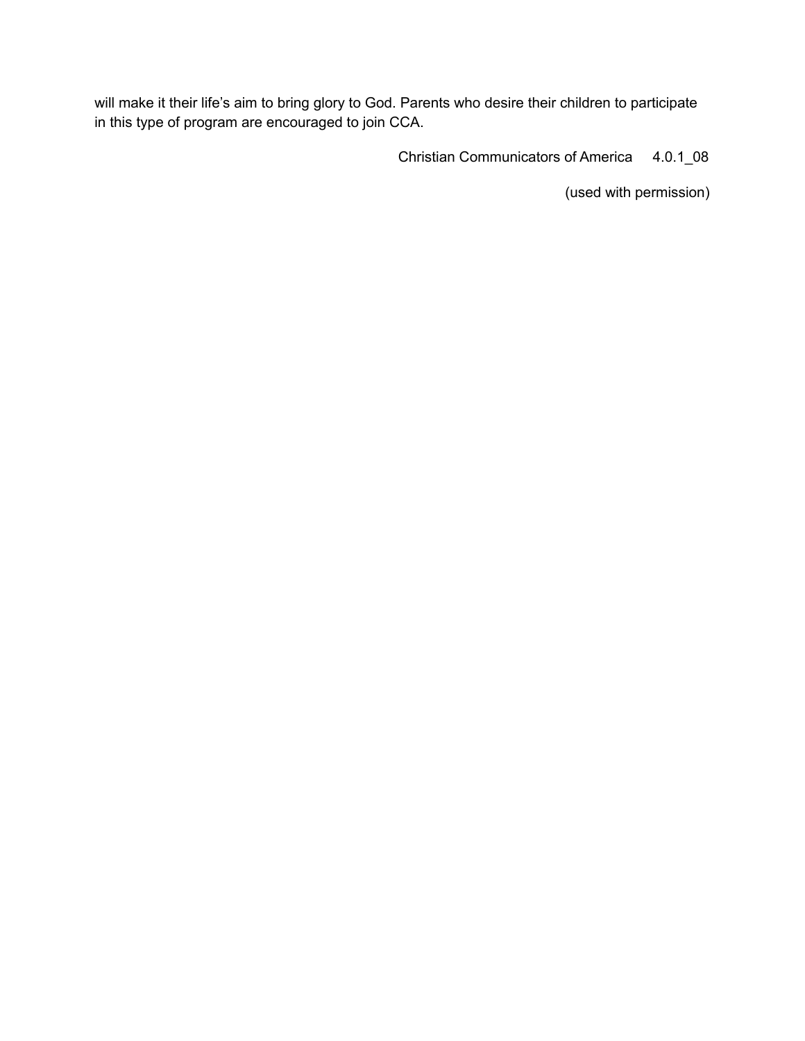will make it their life’s aim to bring glory to God. Parents who desire their children to participate in this type of program are encouraged to join CCA.

Christian Communicators of America 4.0.1_08

(used with permission)